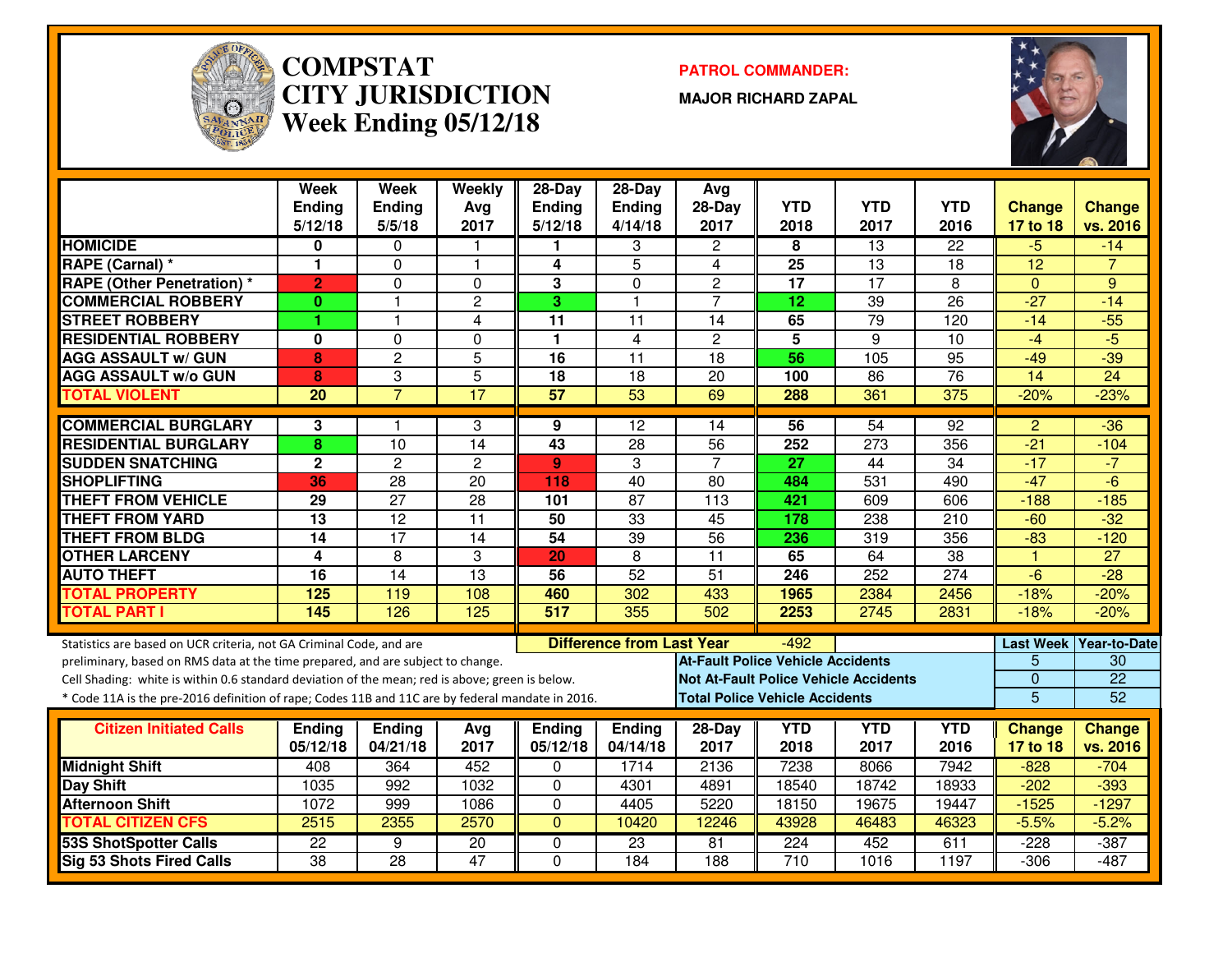# COMPSTAT
# CITY JURISDICTION
## Week Ending 05/12/18

**PATROL COMMANDER:**

**MAJOR RICHARD ZAPAL**

| | Week Ending 5/12/18 | Week Ending 5/5/18 | Weekly Avg 2017 | 28-Day Ending 5/12/18 | 28-Day Ending 4/14/18 | Avg 28-Day 2017 | YTD 2018 | YTD 2017 | YTD 2016 | Change 17 to 18 | Change vs. 2016 |
|---|---|---|---|---|---|---|---|---|---|---|---|
| HOMICIDE | 0 | 0 | 1 | 1 | 3 | 2 | 8 | 13 | 22 | -5 | -14 |
| RAPE (Carnal) * | 1 | 0 | 1 | 4 | 5 | 4 | 25 | 13 | 18 | 12 | 7 |
| RAPE (Other Penetration) * | 2 | 0 | 0 | 3 | 0 | 2 | 17 | 17 | 8 | 0 | 9 |
| COMMERCIAL ROBBERY | 0 | 1 | 2 | 3 | 1 | 7 | 12 | 39 | 26 | -27 | -14 |
| STREET ROBBERY | 1 | 1 | 4 | 11 | 11 | 14 | 65 | 79 | 120 | -14 | -55 |
| RESIDENTIAL ROBBERY | 0 | 0 | 0 | 1 | 4 | 2 | 5 | 9 | 10 | -4 | -5 |
| AGG ASSAULT w/ GUN | 8 | 2 | 5 | 16 | 11 | 18 | 56 | 105 | 95 | -49 | -39 |
| AGG ASSAULT w/o GUN | 8 | 3 | 5 | 18 | 18 | 20 | 100 | 86 | 76 | 14 | 24 |
| TOTAL VIOLENT | 20 | 7 | 17 | 57 | 53 | 69 | 288 | 361 | 375 | -20% | -23% |
| COMMERCIAL BURGLARY | 3 | 1 | 3 | 9 | 12 | 14 | 56 | 54 | 92 | 2 | -36 |
| RESIDENTIAL BURGLARY | 8 | 10 | 14 | 43 | 28 | 56 | 252 | 273 | 356 | -21 | -104 |
| SUDDEN SNATCHING | 2 | 2 | 2 | 9 | 3 | 7 | 27 | 44 | 34 | -17 | -7 |
| SHOPLIFTING | 36 | 28 | 20 | 118 | 40 | 80 | 484 | 531 | 490 | -47 | -6 |
| THEFT FROM VEHICLE | 29 | 27 | 28 | 101 | 87 | 113 | 421 | 609 | 606 | -188 | -185 |
| THEFT FROM YARD | 13 | 12 | 11 | 50 | 33 | 45 | 178 | 238 | 210 | -60 | -32 |
| THEFT FROM BLDG | 14 | 17 | 14 | 54 | 39 | 56 | 236 | 319 | 356 | -83 | -120 |
| OTHER LARCENY | 4 | 8 | 3 | 20 | 8 | 11 | 65 | 64 | 38 | 1 | 27 |
| AUTO THEFT | 16 | 14 | 13 | 56 | 52 | 51 | 246 | 252 | 274 | -6 | -28 |
| TOTAL PROPERTY | 125 | 119 | 108 | 460 | 302 | 433 | 1965 | 2384 | 2456 | -18% | -20% |
| TOTAL PART I | 145 | 126 | 125 | 517 | 355 | 502 | 2253 | 2745 | 2831 | -18% | -20% |

**Difference from Last Year:** -492

Statistics are based on UCR criteria, not GA Criminal Code, and are preliminary, based on RMS data at the time prepared, and are subject to change.

Cell Shading: white is within 0.6 standard deviation of the mean; red is above; green is below.

* Code 11A is the pre-2016 definition of rape; Codes 11B and 11C are by federal mandate in 2016.

| | Last Week | Year-to-Date |
|---|---|---|
| At-Fault Police Vehicle Accidents | 5 | 30 |
| Not At-Fault Police Vehicle Accidents | 0 | 22 |
| Total Police Vehicle Accidents | 5 | 52 |

| Citizen Initiated Calls | Ending 05/12/18 | Ending 04/21/18 | Avg 2017 | Ending 05/12/18 | Ending 04/14/18 | 28-Day 2017 | YTD 2018 | YTD 2017 | YTD 2016 | Change 17 to 18 | Change vs. 2016 |
|---|---|---|---|---|---|---|---|---|---|---|---|
| Midnight Shift | 408 | 364 | 452 | 0 | 1714 | 2136 | 7238 | 8066 | 7942 | -828 | -704 |
| Day Shift | 1035 | 992 | 1032 | 0 | 4301 | 4891 | 18540 | 18742 | 18933 | -202 | -393 |
| Afternoon Shift | 1072 | 999 | 1086 | 0 | 4405 | 5220 | 18150 | 19675 | 19447 | -1525 | -1297 |
| TOTAL CITIZEN CFS | 2515 | 2355 | 2570 | 0 | 10420 | 12246 | 43928 | 46483 | 46323 | -5.5% | -5.2% |
| 53S ShotSpotter Calls | 22 | 9 | 20 | 0 | 23 | 81 | 224 | 452 | 611 | -228 | -387 |
| Sig 53 Shots Fired Calls | 38 | 28 | 47 | 0 | 184 | 188 | 710 | 1016 | 1197 | -306 | -487 |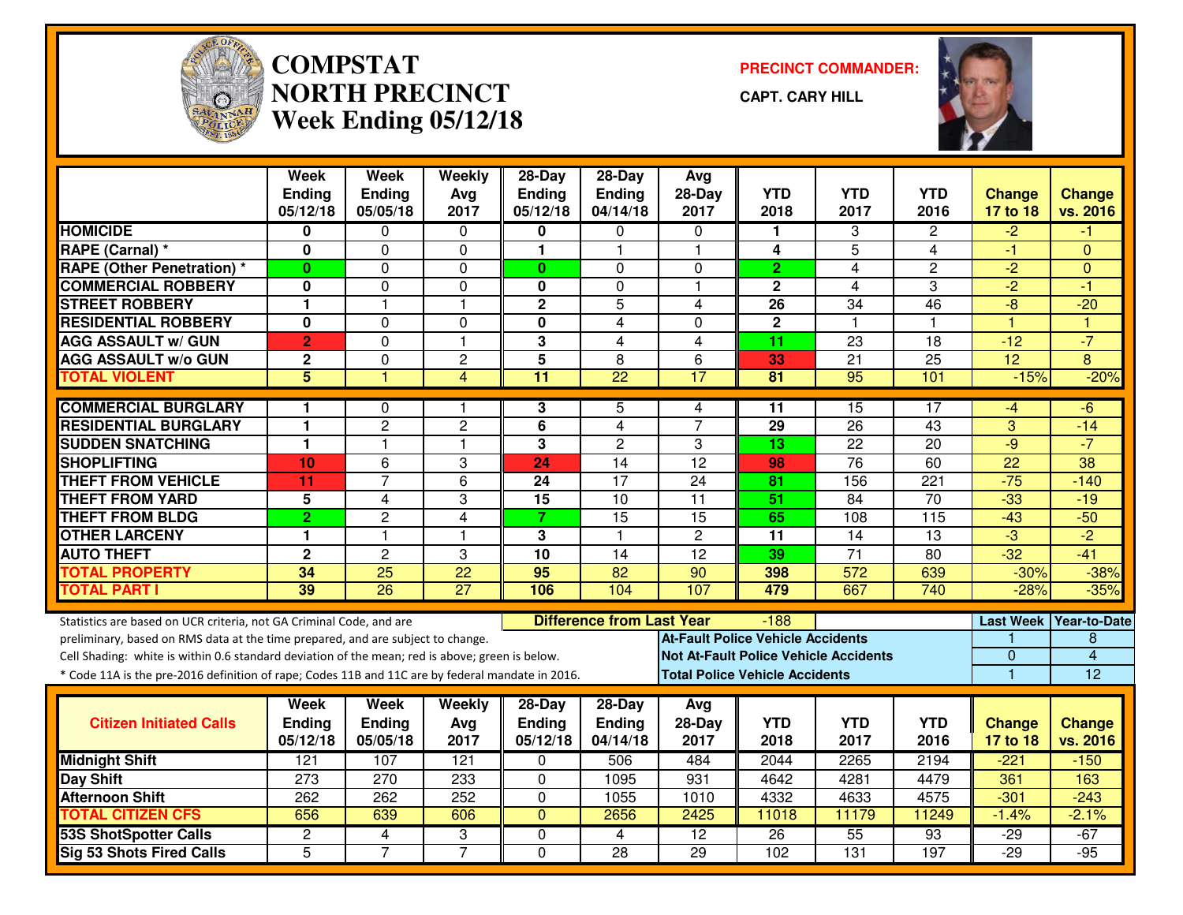# COMPSTAT NORTH PRECINCT

## Week Ending 05/12/18

**PRECINCT COMMANDER:** CAPT. CARY HILL

| | Week Ending 05/12/18 | Week Ending 05/05/18 | Weekly Avg 2017 | 28-Day Ending 05/12/18 | 28-Day Ending 04/14/18 | Avg 28-Day 2017 | YTD 2018 | YTD 2017 | YTD 2016 | Change 17 to 18 | Change vs. 2016 |
|---|---|---|---|---|---|---|---|---|---|---|---|
| HOMICIDE | 0 | 0 | 0 | 0 | 0 | 0 | 1 | 3 | 2 | -2 | -1 |
| RAPE (Carnal) * | 0 | 0 | 0 | 1 | 1 | 1 | 4 | 5 | 4 | -1 | 0 |
| RAPE (Other Penetration) * | 0 | 0 | 0 | 0 | 0 | 0 | 2 | 4 | 2 | -2 | 0 |
| COMMERCIAL ROBBERY | 0 | 0 | 0 | 0 | 0 | 1 | 2 | 4 | 3 | -2 | -1 |
| STREET ROBBERY | 1 | 1 | 1 | 2 | 5 | 4 | 26 | 34 | 46 | -8 | -20 |
| RESIDENTIAL ROBBERY | 0 | 0 | 0 | 0 | 4 | 0 | 2 | 1 | 1 | 1 | 1 |
| AGG ASSAULT w/ GUN | 2 | 0 | 1 | 3 | 4 | 4 | 11 | 23 | 18 | -12 | -7 |
| AGG ASSAULT w/o GUN | 2 | 0 | 2 | 5 | 8 | 6 | 33 | 21 | 25 | 12 | 8 |
| TOTAL VIOLENT | 5 | 1 | 4 | 11 | 22 | 17 | 81 | 95 | 101 | -15% | -20% |
| COMMERCIAL BURGLARY | 1 | 0 | 1 | 3 | 5 | 4 | 11 | 15 | 17 | -4 | -6 |
| RESIDENTIAL BURGLARY | 1 | 2 | 2 | 6 | 4 | 7 | 29 | 26 | 43 | 3 | -14 |
| SUDDEN SNATCHING | 1 | 1 | 1 | 3 | 2 | 3 | 13 | 22 | 20 | -9 | -7 |
| SHOPLIFTING | 10 | 6 | 3 | 24 | 14 | 12 | 98 | 76 | 60 | 22 | 38 |
| THEFT FROM VEHICLE | 11 | 7 | 6 | 24 | 17 | 24 | 81 | 156 | 221 | -75 | -140 |
| THEFT FROM YARD | 5 | 4 | 3 | 15 | 10 | 11 | 51 | 84 | 70 | -33 | -19 |
| THEFT FROM BLDG | 2 | 2 | 4 | 7 | 15 | 15 | 65 | 108 | 115 | -43 | -50 |
| OTHER LARCENY | 1 | 1 | 1 | 3 | 1 | 2 | 11 | 14 | 13 | -3 | -2 |
| AUTO THEFT | 2 | 2 | 3 | 10 | 14 | 12 | 39 | 71 | 80 | -32 | -41 |
| TOTAL PROPERTY | 34 | 25 | 22 | 95 | 82 | 90 | 398 | 572 | 639 | -30% | -38% |
| TOTAL PART I | 39 | 26 | 27 | 106 | 104 | 107 | 479 | 667 | 740 | -28% | -35% |

Statistics are based on UCR criteria, not GA Criminal Code, and are preliminary, based on RMS data at the time prepared, and are subject to change.

Cell Shading: white is within 0.6 standard deviation of the mean; red is above; green is below.

* Code 11A is the pre-2016 definition of rape; Codes 11B and 11C are by federal mandate in 2016.

**Difference from Last Year:** -188

| | Last Week | Year-to-Date |
|---|---|---|
| At-Fault Police Vehicle Accidents | 1 | 8 |
| Not At-Fault Police Vehicle Accidents | 0 | 4 |
| Total Police Vehicle Accidents | 1 | 12 |

| Citizen Initiated Calls | Week Ending 05/12/18 | Week Ending 05/05/18 | Weekly Avg 2017 | 28-Day Ending 05/12/18 | 28-Day Ending 04/14/18 | Avg 28-Day 2017 | YTD 2018 | YTD 2017 | YTD 2016 | Change 17 to 18 | Change vs. 2016 |
|---|---|---|---|---|---|---|---|---|---|---|---|
| Midnight Shift | 121 | 107 | 121 | 0 | 506 | 484 | 2044 | 2265 | 2194 | -221 | -150 |
| Day Shift | 273 | 270 | 233 | 0 | 1095 | 931 | 4642 | 4281 | 4479 | 361 | 163 |
| Afternoon Shift | 262 | 262 | 252 | 0 | 1055 | 1010 | 4332 | 4633 | 4575 | -301 | -243 |
| TOTAL CITIZEN CFS | 656 | 639 | 606 | 0 | 2656 | 2425 | 11018 | 11179 | 11249 | -1.4% | -2.1% |
| 53S ShotSpotter Calls | 2 | 4 | 3 | 0 | 4 | 12 | 26 | 55 | 93 | -29 | -67 |
| Sig 53 Shots Fired Calls | 5 | 7 | 7 | 0 | 28 | 29 | 102 | 131 | 197 | -29 | -95 |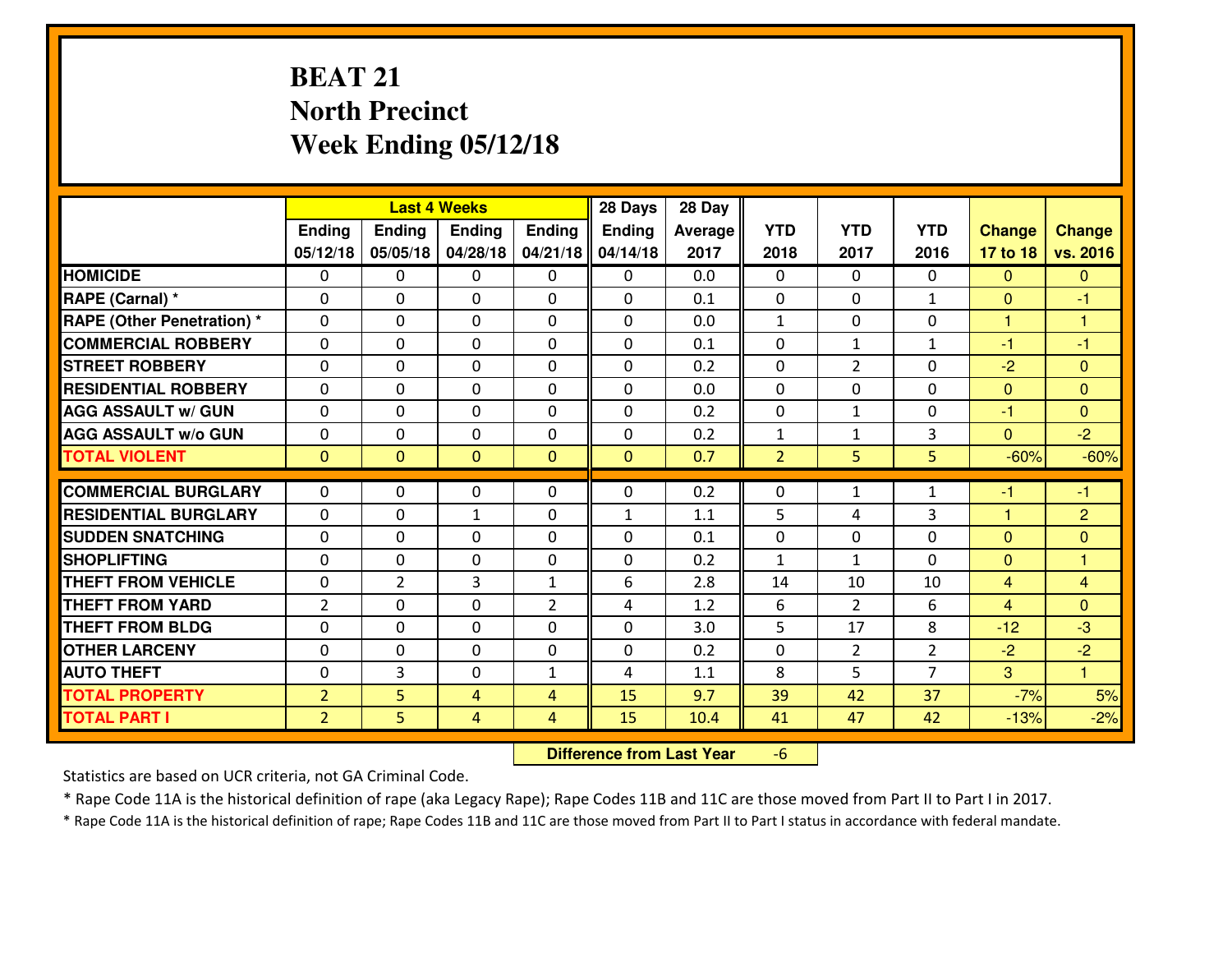# BEAT 21
## North Precinct
## Week Ending 05/12/18

| | Last 4 Weeks | | | | 28 Days | 28 Day | | | | | |
|---|---|---|---|---|---|---|---|---|---|---|---|
| | Ending 05/12/18 | Ending 05/05/18 | Ending 04/28/18 | Ending 04/21/18 | Ending 04/14/18 | Average 2017 | YTD 2018 | YTD 2017 | YTD 2016 | Change 17 to 18 | Change vs. 2016 |
| **HOMICIDE** | 0 | 0 | 0 | 0 | 0 | 0.0 | 0 | 0 | 0 | 0 | 0 |
| **RAPE (Carnal) *** | 0 | 0 | 0 | 0 | 0 | 0.1 | 0 | 0 | 1 | 0 | -1 |
| **RAPE (Other Penetration) *** | 0 | 0 | 0 | 0 | 0 | 0.0 | 1 | 0 | 0 | 1 | 1 |
| **COMMERCIAL ROBBERY** | 0 | 0 | 0 | 0 | 0 | 0.1 | 0 | 1 | 1 | -1 | -1 |
| **STREET ROBBERY** | 0 | 0 | 0 | 0 | 0 | 0.2 | 0 | 2 | 0 | -2 | 0 |
| **RESIDENTIAL ROBBERY** | 0 | 0 | 0 | 0 | 0 | 0.0 | 0 | 0 | 0 | 0 | 0 |
| **AGG ASSAULT w/ GUN** | 0 | 0 | 0 | 0 | 0 | 0.2 | 0 | 1 | 0 | -1 | 0 |
| **AGG ASSAULT w/o GUN** | 0 | 0 | 0 | 0 | 0 | 0.2 | 1 | 1 | 3 | 0 | -2 |
| **TOTAL VIOLENT** | 0 | 0 | 0 | 0 | 0 | 0.7 | 2 | 5 | 5 | -60% | -60% |
| **COMMERCIAL BURGLARY** | 0 | 0 | 0 | 0 | 0 | 0.2 | 0 | 1 | 1 | -1 | -1 |
| **RESIDENTIAL BURGLARY** | 0 | 0 | 1 | 0 | 1 | 1.1 | 5 | 4 | 3 | 1 | 2 |
| **SUDDEN SNATCHING** | 0 | 0 | 0 | 0 | 0 | 0.1 | 0 | 0 | 0 | 0 | 0 |
| **SHOPLIFTING** | 0 | 0 | 0 | 0 | 0 | 0.2 | 1 | 1 | 0 | 0 | 1 |
| **THEFT FROM VEHICLE** | 0 | 2 | 3 | 1 | 6 | 2.8 | 14 | 10 | 10 | 4 | 4 |
| **THEFT FROM YARD** | 2 | 0 | 0 | 2 | 4 | 1.2 | 6 | 2 | 6 | 4 | 0 |
| **THEFT FROM BLDG** | 0 | 0 | 0 | 0 | 0 | 3.0 | 5 | 17 | 8 | -12 | -3 |
| **OTHER LARCENY** | 0 | 0 | 0 | 0 | 0 | 0.2 | 0 | 2 | 2 | -2 | -2 |
| **AUTO THEFT** | 0 | 3 | 0 | 1 | 4 | 1.1 | 8 | 5 | 7 | 3 | 1 |
| **TOTAL PROPERTY** | 2 | 5 | 4 | 4 | 15 | 9.7 | 39 | 42 | 37 | -7% | 5% |
| **TOTAL PART I** | 2 | 5 | 4 | 4 | 15 | 10.4 | 41 | 47 | 42 | -13% | -2% |

**Difference from Last Year** -6

Statistics are based on UCR criteria, not GA Criminal Code.

* Rape Code 11A is the historical definition of rape (aka Legacy Rape); Rape Codes 11B and 11C are those moved from Part II to Part I in 2017.

* Rape Code 11A is the historical definition of rape; Rape Codes 11B and 11C are those moved from Part II to Part I status in accordance with federal mandate.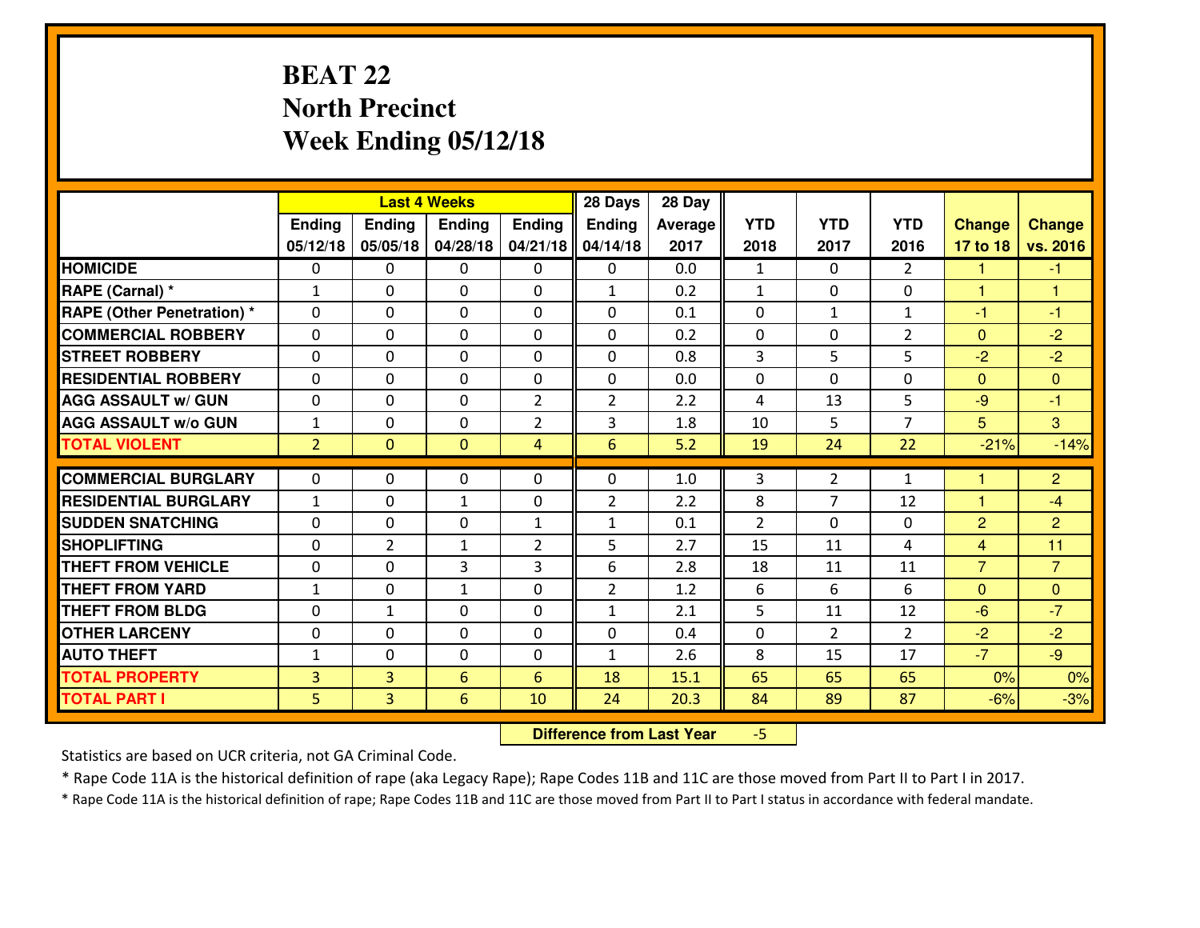# BEAT 22
## North Precinct
## Week Ending 05/12/18

| | Last 4 Weeks | | | | 28 Days | 28 Day | | | | | |
|---|---|---|---|---|---|---|---|---|---|---|---|
| | Ending 05/12/18 | Ending 05/05/18 | Ending 04/28/18 | Ending 04/21/18 | Ending 04/14/18 | Average 2017 | YTD 2018 | YTD 2017 | YTD 2016 | Change 17 to 18 | Change vs. 2016 |
| HOMICIDE | 0 | 0 | 0 | 0 | 0 | 0.0 | 1 | 0 | 2 | 1 | -1 |
| RAPE (Carnal) * | 1 | 0 | 0 | 0 | 1 | 0.2 | 1 | 0 | 0 | 1 | 1 |
| RAPE (Other Penetration) * | 0 | 0 | 0 | 0 | 0 | 0.1 | 0 | 1 | 1 | -1 | -1 |
| COMMERCIAL ROBBERY | 0 | 0 | 0 | 0 | 0 | 0.2 | 0 | 0 | 2 | 0 | -2 |
| STREET ROBBERY | 0 | 0 | 0 | 0 | 0 | 0.8 | 3 | 5 | 5 | -2 | -2 |
| RESIDENTIAL ROBBERY | 0 | 0 | 0 | 0 | 0 | 0.0 | 0 | 0 | 0 | 0 | 0 |
| AGG ASSAULT w/ GUN | 0 | 0 | 0 | 2 | 2 | 2.2 | 4 | 13 | 5 | -9 | -1 |
| AGG ASSAULT w/o GUN | 1 | 0 | 0 | 2 | 3 | 1.8 | 10 | 5 | 7 | 5 | 3 |
| TOTAL VIOLENT | 2 | 0 | 0 | 4 | 6 | 5.2 | 19 | 24 | 22 | -21% | -14% |
| COMMERCIAL BURGLARY | 0 | 0 | 0 | 0 | 0 | 1.0 | 3 | 2 | 1 | 1 | 2 |
| RESIDENTIAL BURGLARY | 1 | 0 | 1 | 0 | 2 | 2.2 | 8 | 7 | 12 | 1 | -4 |
| SUDDEN SNATCHING | 0 | 0 | 0 | 1 | 1 | 0.1 | 2 | 0 | 0 | 2 | 2 |
| SHOPLIFTING | 0 | 2 | 1 | 2 | 5 | 2.7 | 15 | 11 | 4 | 4 | 11 |
| THEFT FROM VEHICLE | 0 | 0 | 3 | 3 | 6 | 2.8 | 18 | 11 | 11 | 7 | 7 |
| THEFT FROM YARD | 1 | 0 | 1 | 0 | 2 | 1.2 | 6 | 6 | 6 | 0 | 0 |
| THEFT FROM BLDG | 0 | 1 | 0 | 0 | 1 | 2.1 | 5 | 11 | 12 | -6 | -7 |
| OTHER LARCENY | 0 | 0 | 0 | 0 | 0 | 0.4 | 0 | 2 | 2 | -2 | -2 |
| AUTO THEFT | 1 | 0 | 0 | 0 | 1 | 2.6 | 8 | 15 | 17 | -7 | -9 |
| TOTAL PROPERTY | 3 | 3 | 6 | 6 | 18 | 15.1 | 65 | 65 | 65 | 0% | 0% |
| TOTAL PART I | 5 | 3 | 6 | 10 | 24 | 20.3 | 84 | 89 | 87 | -6% | -3% |

**Difference from Last Year** -5

Statistics are based on UCR criteria, not GA Criminal Code.

* Rape Code 11A is the historical definition of rape (aka Legacy Rape); Rape Codes 11B and 11C are those moved from Part II to Part I in 2017.

* Rape Code 11A is the historical definition of rape; Rape Codes 11B and 11C are those moved from Part II to Part I status in accordance with federal mandate.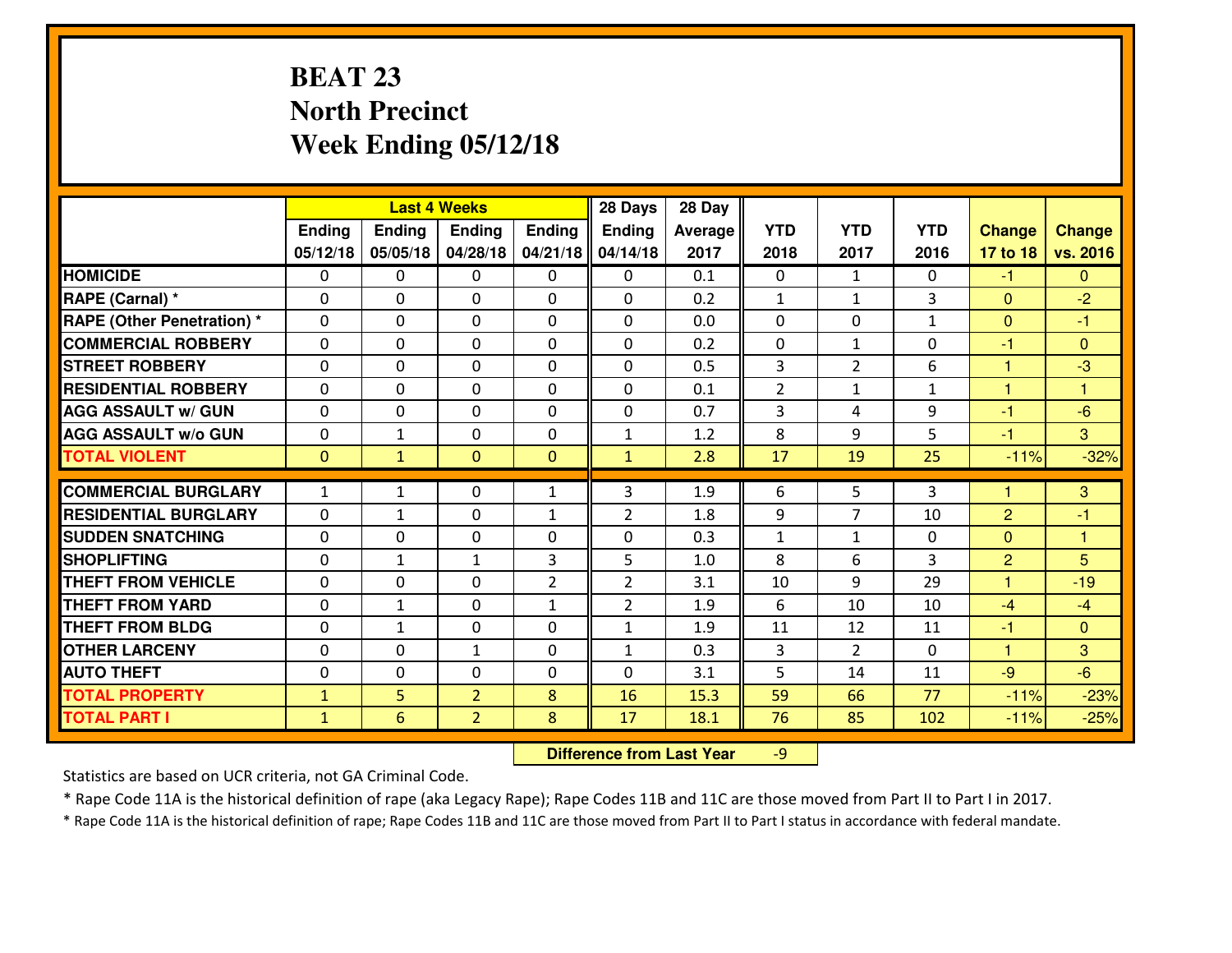# BEAT 23
## North Precinct
## Week Ending 05/12/18

| | Last 4 Weeks | | | | 28 Days | 28 Day | | | | | |
|---|---|---|---|---|---|---|---|---|---|---|---|
| | Ending 05/12/18 | Ending 05/05/18 | Ending 04/28/18 | Ending 04/21/18 | Ending 04/14/18 | Average 2017 | YTD 2018 | YTD 2017 | YTD 2016 | Change 17 to 18 | Change vs. 2016 |
| HOMICIDE | 0 | 0 | 0 | 0 | 0 | 0.1 | 0 | 1 | 0 | -1 | 0 |
| RAPE (Carnal) * | 0 | 0 | 0 | 0 | 0 | 0.2 | 1 | 1 | 3 | 0 | -2 |
| RAPE (Other Penetration) * | 0 | 0 | 0 | 0 | 0 | 0.0 | 0 | 0 | 1 | 0 | -1 |
| COMMERCIAL ROBBERY | 0 | 0 | 0 | 0 | 0 | 0.2 | 0 | 1 | 0 | -1 | 0 |
| STREET ROBBERY | 0 | 0 | 0 | 0 | 0 | 0.5 | 3 | 2 | 6 | 1 | -3 |
| RESIDENTIAL ROBBERY | 0 | 0 | 0 | 0 | 0 | 0.1 | 2 | 1 | 1 | 1 | 1 |
| AGG ASSAULT w/ GUN | 0 | 0 | 0 | 0 | 0 | 0.7 | 3 | 4 | 9 | -1 | -6 |
| AGG ASSAULT w/o GUN | 0 | 1 | 0 | 0 | 1 | 1.2 | 8 | 9 | 5 | -1 | 3 |
| TOTAL VIOLENT | 0 | 1 | 0 | 0 | 1 | 2.8 | 17 | 19 | 25 | -11% | -32% |
| COMMERCIAL BURGLARY | 1 | 1 | 0 | 1 | 3 | 1.9 | 6 | 5 | 3 | 1 | 3 |
| RESIDENTIAL BURGLARY | 0 | 1 | 0 | 1 | 2 | 1.8 | 9 | 7 | 10 | 2 | -1 |
| SUDDEN SNATCHING | 0 | 0 | 0 | 0 | 0 | 0.3 | 1 | 1 | 0 | 0 | 1 |
| SHOPLIFTING | 0 | 1 | 1 | 3 | 5 | 1.0 | 8 | 6 | 3 | 2 | 5 |
| THEFT FROM VEHICLE | 0 | 0 | 0 | 2 | 2 | 3.1 | 10 | 9 | 29 | 1 | -19 |
| THEFT FROM YARD | 0 | 1 | 0 | 1 | 2 | 1.9 | 6 | 10 | 10 | -4 | -4 |
| THEFT FROM BLDG | 0 | 1 | 0 | 0 | 1 | 1.9 | 11 | 12 | 11 | -1 | 0 |
| OTHER LARCENY | 0 | 0 | 1 | 0 | 1 | 0.3 | 3 | 2 | 0 | 1 | 3 |
| AUTO THEFT | 0 | 0 | 0 | 0 | 0 | 3.1 | 5 | 14 | 11 | -9 | -6 |
| TOTAL PROPERTY | 1 | 5 | 2 | 8 | 16 | 15.3 | 59 | 66 | 77 | -11% | -23% |
| TOTAL PART I | 1 | 6 | 2 | 8 | 17 | 18.1 | 76 | 85 | 102 | -11% | -25% |

**Difference from Last Year** -9

Statistics are based on UCR criteria, not GA Criminal Code.

* Rape Code 11A is the historical definition of rape (aka Legacy Rape); Rape Codes 11B and 11C are those moved from Part II to Part I in 2017.

* Rape Code 11A is the historical definition of rape; Rape Codes 11B and 11C are those moved from Part II to Part I status in accordance with federal mandate.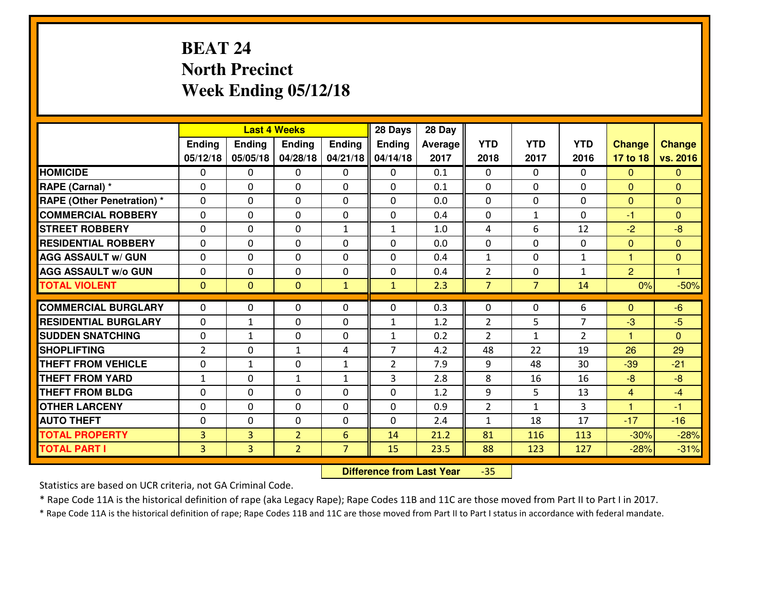# BEAT 24
# North Precinct
# Week Ending 05/12/18

| | Last 4 Weeks | | | | 28 Days | 28 Day | | | | | |
|---|---|---|---|---|---|---|---|---|---|---|---|
| | Ending 05/12/18 | Ending 05/05/18 | Ending 04/28/18 | Ending 04/21/18 | Ending 04/14/18 | Average 2017 | YTD 2018 | YTD 2017 | YTD 2016 | Change 17 to 18 | Change vs. 2016 |
| HOMICIDE | 0 | 0 | 0 | 0 | 0 | 0.1 | 0 | 0 | 0 | 0 | 0 |
| RAPE (Carnal) * | 0 | 0 | 0 | 0 | 0 | 0.1 | 0 | 0 | 0 | 0 | 0 |
| RAPE (Other Penetration) * | 0 | 0 | 0 | 0 | 0 | 0.0 | 0 | 0 | 0 | 0 | 0 |
| COMMERCIAL ROBBERY | 0 | 0 | 0 | 0 | 0 | 0.4 | 0 | 1 | 0 | -1 | 0 |
| STREET ROBBERY | 0 | 0 | 0 | 1 | 1 | 1.0 | 4 | 6 | 12 | -2 | -8 |
| RESIDENTIAL ROBBERY | 0 | 0 | 0 | 0 | 0 | 0.0 | 0 | 0 | 0 | 0 | 0 |
| AGG ASSAULT w/ GUN | 0 | 0 | 0 | 0 | 0 | 0.4 | 1 | 0 | 1 | 1 | 0 |
| AGG ASSAULT w/o GUN | 0 | 0 | 0 | 0 | 0 | 0.4 | 2 | 0 | 1 | 2 | 1 |
| TOTAL VIOLENT | 0 | 0 | 0 | 1 | 1 | 2.3 | 7 | 7 | 14 | 0% | -50% |
| COMMERCIAL BURGLARY | 0 | 0 | 0 | 0 | 0 | 0.3 | 0 | 0 | 6 | 0 | -6 |
| RESIDENTIAL BURGLARY | 0 | 1 | 0 | 0 | 1 | 1.2 | 2 | 5 | 7 | -3 | -5 |
| SUDDEN SNATCHING | 0 | 1 | 0 | 0 | 1 | 0.2 | 2 | 1 | 2 | 1 | 0 |
| SHOPLIFTING | 2 | 0 | 1 | 4 | 7 | 4.2 | 48 | 22 | 19 | 26 | 29 |
| THEFT FROM VEHICLE | 0 | 1 | 0 | 1 | 2 | 7.9 | 9 | 48 | 30 | -39 | -21 |
| THEFT FROM YARD | 1 | 0 | 1 | 1 | 3 | 2.8 | 8 | 16 | 16 | -8 | -8 |
| THEFT FROM BLDG | 0 | 0 | 0 | 0 | 0 | 1.2 | 9 | 5 | 13 | 4 | -4 |
| OTHER LARCENY | 0 | 0 | 0 | 0 | 0 | 0.9 | 2 | 1 | 3 | 1 | -1 |
| AUTO THEFT | 0 | 0 | 0 | 0 | 0 | 2.4 | 1 | 18 | 17 | -17 | -16 |
| TOTAL PROPERTY | 3 | 3 | 2 | 6 | 14 | 21.2 | 81 | 116 | 113 | -30% | -28% |
| TOTAL PART I | 3 | 3 | 2 | 7 | 15 | 23.5 | 88 | 123 | 127 | -28% | -31% |

**Difference from Last Year** -35

Statistics are based on UCR criteria, not GA Criminal Code.

* Rape Code 11A is the historical definition of rape (aka Legacy Rape); Rape Codes 11B and 11C are those moved from Part II to Part I in 2017.

* Rape Code 11A is the historical definition of rape; Rape Codes 11B and 11C are those moved from Part II to Part I status in accordance with federal mandate.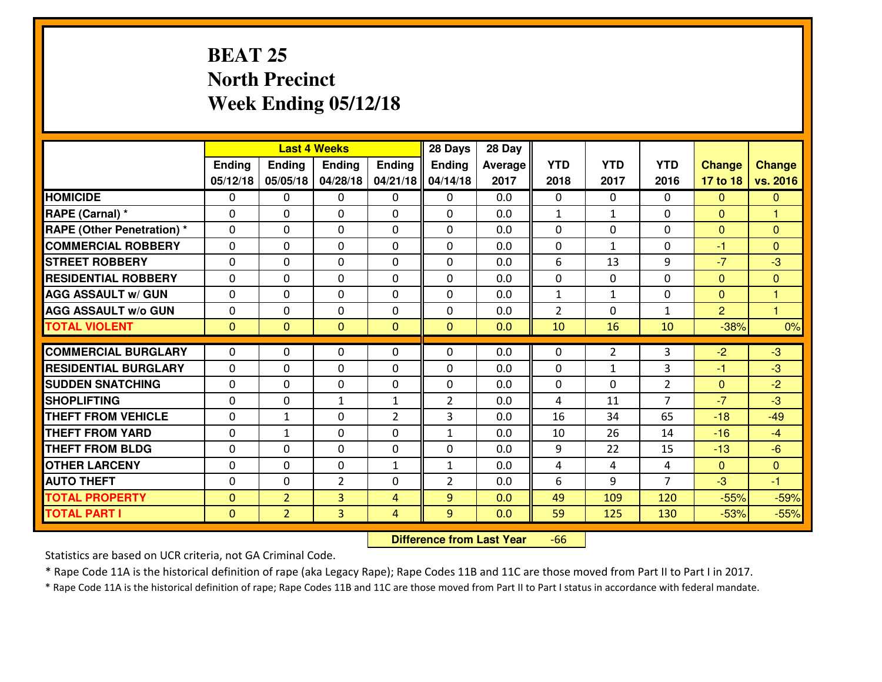# BEAT 25
## North Precinct
## Week Ending 05/12/18

| | Last 4 Weeks | | | | 28 Days | 28 Day | | | | | |
|---|---|---|---|---|---|---|---|---|---|---|---|
| | Ending 05/12/18 | Ending 05/05/18 | Ending 04/28/18 | Ending 04/21/18 | Ending 04/14/18 | Average 2017 | YTD 2018 | YTD 2017 | YTD 2016 | Change 17 to 18 | Change vs. 2016 |
| **HOMICIDE** | 0 | 0 | 0 | 0 | 0 | 0.0 | 0 | 0 | 0 | 0 | 0 |
| **RAPE (Carnal) *** | 0 | 0 | 0 | 0 | 0 | 0.0 | 1 | 1 | 0 | 0 | 1 |
| **RAPE (Other Penetration) *** | 0 | 0 | 0 | 0 | 0 | 0.0 | 0 | 0 | 0 | 0 | 0 |
| **COMMERCIAL ROBBERY** | 0 | 0 | 0 | 0 | 0 | 0.0 | 0 | 1 | 0 | -1 | 0 |
| **STREET ROBBERY** | 0 | 0 | 0 | 0 | 0 | 0.0 | 6 | 13 | 9 | -7 | -3 |
| **RESIDENTIAL ROBBERY** | 0 | 0 | 0 | 0 | 0 | 0.0 | 0 | 0 | 0 | 0 | 0 |
| **AGG ASSAULT w/ GUN** | 0 | 0 | 0 | 0 | 0 | 0.0 | 1 | 1 | 0 | 0 | 1 |
| **AGG ASSAULT w/o GUN** | 0 | 0 | 0 | 0 | 0 | 0.0 | 2 | 0 | 1 | 2 | 1 |
| **TOTAL VIOLENT** | 0 | 0 | 0 | 0 | 0 | 0.0 | 10 | 16 | 10 | -38% | 0% |
| **COMMERCIAL BURGLARY** | 0 | 0 | 0 | 0 | 0 | 0.0 | 0 | 2 | 3 | -2 | -3 |
| **RESIDENTIAL BURGLARY** | 0 | 0 | 0 | 0 | 0 | 0.0 | 0 | 1 | 3 | -1 | -3 |
| **SUDDEN SNATCHING** | 0 | 0 | 0 | 0 | 0 | 0.0 | 0 | 0 | 2 | 0 | -2 |
| **SHOPLIFTING** | 0 | 0 | 1 | 1 | 2 | 0.0 | 4 | 11 | 7 | -7 | -3 |
| **THEFT FROM VEHICLE** | 0 | 1 | 0 | 2 | 3 | 0.0 | 16 | 34 | 65 | -18 | -49 |
| **THEFT FROM YARD** | 0 | 1 | 0 | 0 | 1 | 0.0 | 10 | 26 | 14 | -16 | -4 |
| **THEFT FROM BLDG** | 0 | 0 | 0 | 0 | 0 | 0.0 | 9 | 22 | 15 | -13 | -6 |
| **OTHER LARCENY** | 0 | 0 | 0 | 1 | 1 | 0.0 | 4 | 4 | 4 | 0 | 0 |
| **AUTO THEFT** | 0 | 0 | 2 | 0 | 2 | 0.0 | 6 | 9 | 7 | -3 | -1 |
| **TOTAL PROPERTY** | 0 | 2 | 3 | 4 | 9 | 0.0 | 49 | 109 | 120 | -55% | -59% |
| **TOTAL PART I** | 0 | 2 | 3 | 4 | 9 | 0.0 | 59 | 125 | 130 | -53% | -55% |

**Difference from Last Year** -66

Statistics are based on UCR criteria, not GA Criminal Code.

* Rape Code 11A is the historical definition of rape (aka Legacy Rape); Rape Codes 11B and 11C are those moved from Part II to Part I in 2017.

* Rape Code 11A is the historical definition of rape; Rape Codes 11B and 11C are those moved from Part II to Part I status in accordance with federal mandate.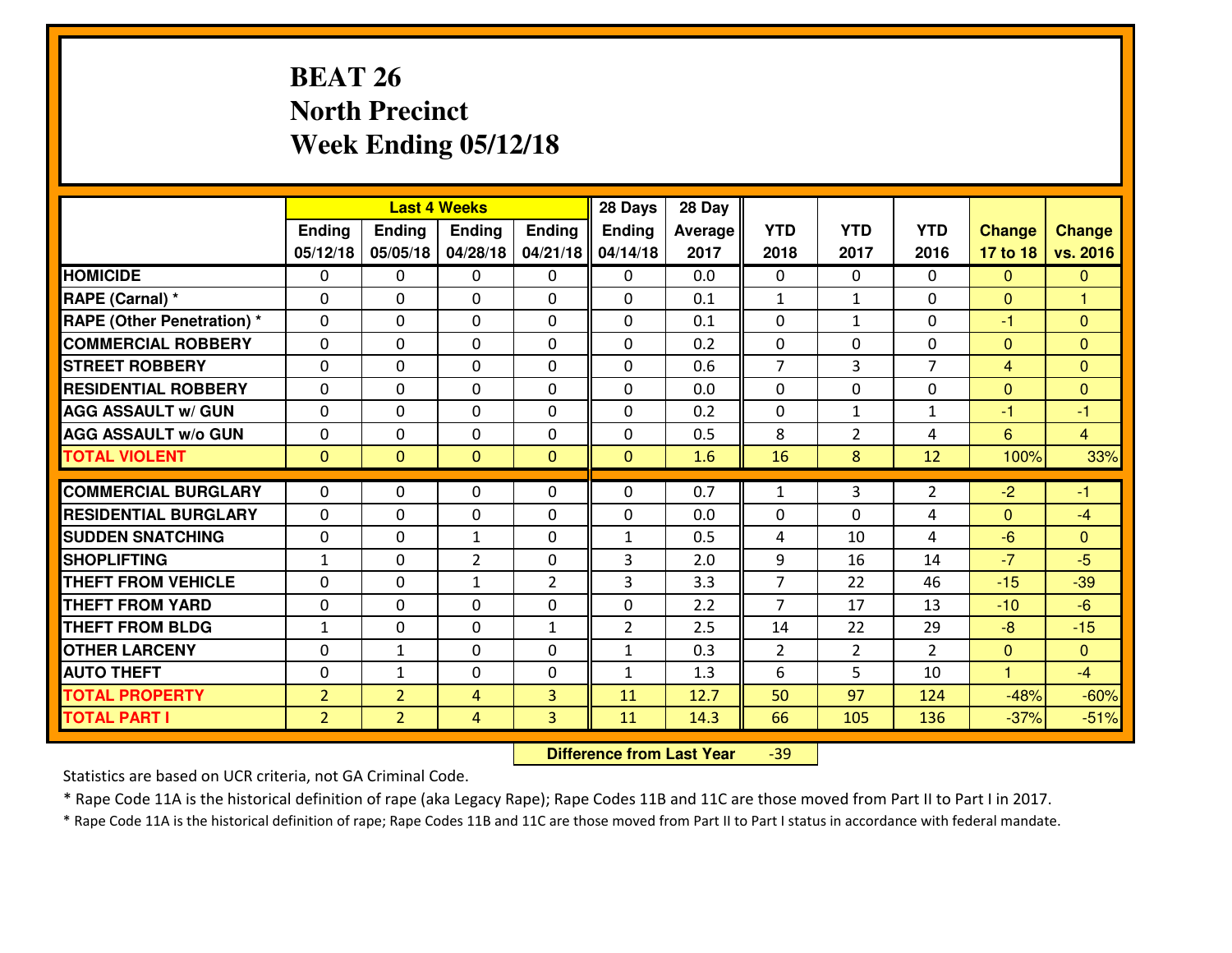# BEAT 26
## North Precinct
## Week Ending 05/12/18

| | Last 4 Weeks | | | | 28 Days | 28 Day | | | | | |
|---|---|---|---|---|---|---|---|---|---|---|---|
| | Ending 05/12/18 | Ending 05/05/18 | Ending 04/28/18 | Ending 04/21/18 | Ending 04/14/18 | Average 2017 | YTD 2018 | YTD 2017 | YTD 2016 | Change 17 to 18 | Change vs. 2016 |
| HOMICIDE | 0 | 0 | 0 | 0 | 0 | 0.0 | 0 | 0 | 0 | 0 | 0 |
| RAPE (Carnal) * | 0 | 0 | 0 | 0 | 0 | 0.1 | 1 | 1 | 0 | 0 | 1 |
| RAPE (Other Penetration) * | 0 | 0 | 0 | 0 | 0 | 0.1 | 0 | 1 | 0 | -1 | 0 |
| COMMERCIAL ROBBERY | 0 | 0 | 0 | 0 | 0 | 0.2 | 0 | 0 | 0 | 0 | 0 |
| STREET ROBBERY | 0 | 0 | 0 | 0 | 0 | 0.6 | 7 | 3 | 7 | 4 | 0 |
| RESIDENTIAL ROBBERY | 0 | 0 | 0 | 0 | 0 | 0.0 | 0 | 0 | 0 | 0 | 0 |
| AGG ASSAULT w/ GUN | 0 | 0 | 0 | 0 | 0 | 0.2 | 0 | 1 | 1 | -1 | -1 |
| AGG ASSAULT w/o GUN | 0 | 0 | 0 | 0 | 0 | 0.5 | 8 | 2 | 4 | 6 | 4 |
| TOTAL VIOLENT | 0 | 0 | 0 | 0 | 0 | 1.6 | 16 | 8 | 12 | 100% | 33% |
| COMMERCIAL BURGLARY | 0 | 0 | 0 | 0 | 0 | 0.7 | 1 | 3 | 2 | -2 | -1 |
| RESIDENTIAL BURGLARY | 0 | 0 | 0 | 0 | 0 | 0.0 | 0 | 0 | 4 | 0 | -4 |
| SUDDEN SNATCHING | 0 | 0 | 1 | 0 | 1 | 0.5 | 4 | 10 | 4 | -6 | 0 |
| SHOPLIFTING | 1 | 0 | 2 | 0 | 3 | 2.0 | 9 | 16 | 14 | -7 | -5 |
| THEFT FROM VEHICLE | 0 | 0 | 1 | 2 | 3 | 3.3 | 7 | 22 | 46 | -15 | -39 |
| THEFT FROM YARD | 0 | 0 | 0 | 0 | 0 | 2.2 | 7 | 17 | 13 | -10 | -6 |
| THEFT FROM BLDG | 1 | 0 | 0 | 1 | 2 | 2.5 | 14 | 22 | 29 | -8 | -15 |
| OTHER LARCENY | 0 | 1 | 0 | 0 | 1 | 0.3 | 2 | 2 | 2 | 0 | 0 |
| AUTO THEFT | 0 | 1 | 0 | 0 | 1 | 1.3 | 6 | 5 | 10 | 1 | -4 |
| TOTAL PROPERTY | 2 | 2 | 4 | 3 | 11 | 12.7 | 50 | 97 | 124 | -48% | -60% |
| TOTAL PART I | 2 | 2 | 4 | 3 | 11 | 14.3 | 66 | 105 | 136 | -37% | -51% |

**Difference from Last Year** -39

Statistics are based on UCR criteria, not GA Criminal Code.

* Rape Code 11A is the historical definition of rape (aka Legacy Rape); Rape Codes 11B and 11C are those moved from Part II to Part I in 2017.

* Rape Code 11A is the historical definition of rape; Rape Codes 11B and 11C are those moved from Part II to Part I status in accordance with federal mandate.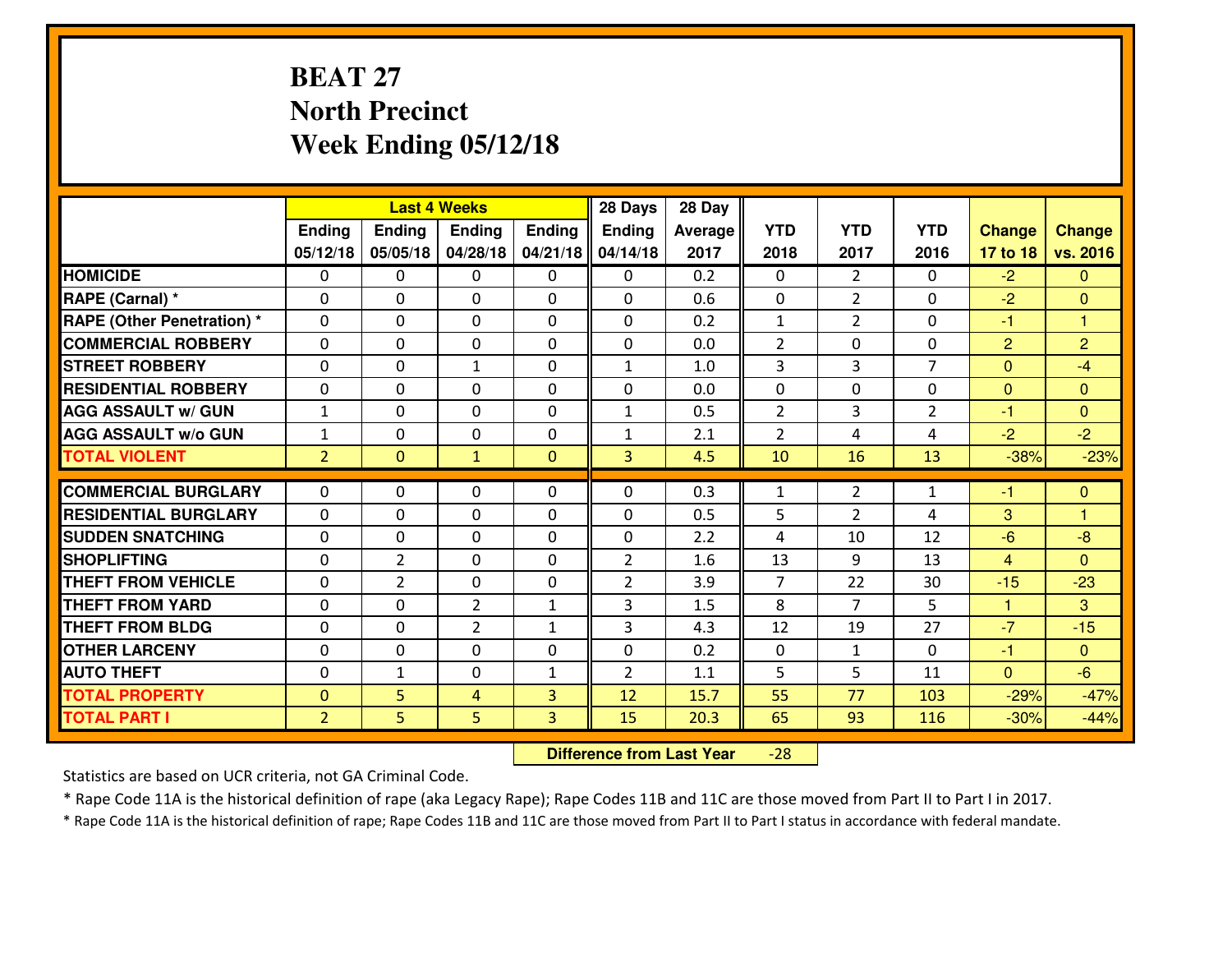# BEAT 27
# North Precinct
# Week Ending 05/12/18

| | Last 4 Weeks | | | | 28 Days | 28 Day | | | | | |
|---|---|---|---|---|---|---|---|---|---|---|---|
| | Ending 05/12/18 | Ending 05/05/18 | Ending 04/28/18 | Ending 04/21/18 | Ending 04/14/18 | Average 2017 | YTD 2018 | YTD 2017 | YTD 2016 | Change 17 to 18 | Change vs. 2016 |
| HOMICIDE | 0 | 0 | 0 | 0 | 0 | 0.2 | 0 | 2 | 0 | -2 | 0 |
| RAPE (Carnal) * | 0 | 0 | 0 | 0 | 0 | 0.6 | 0 | 2 | 0 | -2 | 0 |
| RAPE (Other Penetration) * | 0 | 0 | 0 | 0 | 0 | 0.2 | 1 | 2 | 0 | -1 | 1 |
| COMMERCIAL ROBBERY | 0 | 0 | 0 | 0 | 0 | 0.0 | 2 | 0 | 0 | 2 | 2 |
| STREET ROBBERY | 0 | 0 | 1 | 0 | 1 | 1.0 | 3 | 3 | 7 | 0 | -4 |
| RESIDENTIAL ROBBERY | 0 | 0 | 0 | 0 | 0 | 0.0 | 0 | 0 | 0 | 0 | 0 |
| AGG ASSAULT w/ GUN | 1 | 0 | 0 | 0 | 1 | 0.5 | 2 | 3 | 2 | -1 | 0 |
| AGG ASSAULT w/o GUN | 1 | 0 | 0 | 0 | 1 | 2.1 | 2 | 4 | 4 | -2 | -2 |
| TOTAL VIOLENT | 2 | 0 | 1 | 0 | 3 | 4.5 | 10 | 16 | 13 | -38% | -23% |
| COMMERCIAL BURGLARY | 0 | 0 | 0 | 0 | 0 | 0.3 | 1 | 2 | 1 | -1 | 0 |
| RESIDENTIAL BURGLARY | 0 | 0 | 0 | 0 | 0 | 0.5 | 5 | 2 | 4 | 3 | 1 |
| SUDDEN SNATCHING | 0 | 0 | 0 | 0 | 0 | 2.2 | 4 | 10 | 12 | -6 | -8 |
| SHOPLIFTING | 0 | 2 | 0 | 0 | 2 | 1.6 | 13 | 9 | 13 | 4 | 0 |
| THEFT FROM VEHICLE | 0 | 2 | 0 | 0 | 2 | 3.9 | 7 | 22 | 30 | -15 | -23 |
| THEFT FROM YARD | 0 | 0 | 2 | 1 | 3 | 1.5 | 8 | 7 | 5 | 1 | 3 |
| THEFT FROM BLDG | 0 | 0 | 2 | 1 | 3 | 4.3 | 12 | 19 | 27 | -7 | -15 |
| OTHER LARCENY | 0 | 0 | 0 | 0 | 0 | 0.2 | 0 | 1 | 0 | -1 | 0 |
| AUTO THEFT | 0 | 1 | 0 | 1 | 2 | 1.1 | 5 | 5 | 11 | 0 | -6 |
| TOTAL PROPERTY | 0 | 5 | 4 | 3 | 12 | 15.7 | 55 | 77 | 103 | -29% | -47% |
| TOTAL PART I | 2 | 5 | 5 | 3 | 15 | 20.3 | 65 | 93 | 116 | -30% | -44% |

**Difference from Last Year** -28

Statistics are based on UCR criteria, not GA Criminal Code.

* Rape Code 11A is the historical definition of rape (aka Legacy Rape); Rape Codes 11B and 11C are those moved from Part II to Part I in 2017.

* Rape Code 11A is the historical definition of rape; Rape Codes 11B and 11C are those moved from Part II to Part I status in accordance with federal mandate.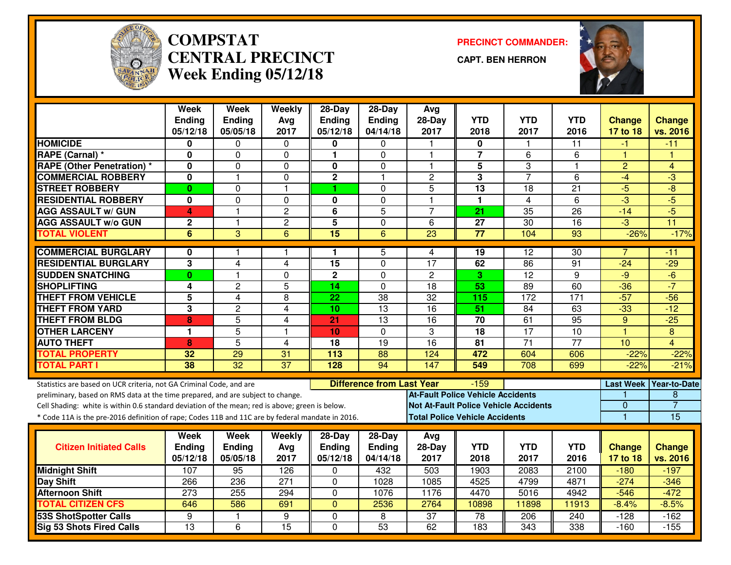# COMPSTAT
# CENTRAL PRECINCT
## Week Ending 05/12/18

**PRECINCT COMMANDER:**

**CAPT. BEN HERRON**

| | Week Ending 05/12/18 | Week Ending 05/05/18 | Weekly Avg 2017 | 28-Day Ending 05/12/18 | 28-Day Ending 04/14/18 | Avg 28-Day 2017 | YTD 2018 | YTD 2017 | YTD 2016 | Change 17 to 18 | Change vs. 2016 |
|---|---|---|---|---|---|---|---|---|---|---|---|
| **HOMICIDE** | 0 | 0 | 0 | 0 | 0 | 1 | 0 | 1 | 11 | -1 | -11 |
| **RAPE (Carnal) *** | 0 | 0 | 0 | 1 | 0 | 1 | 7 | 6 | 6 | 1 | 1 |
| **RAPE (Other Penetration) *** | 0 | 0 | 0 | 0 | 0 | 1 | 5 | 3 | 1 | 2 | 4 |
| **COMMERCIAL ROBBERY** | 0 | 1 | 0 | 2 | 1 | 2 | 3 | 7 | 6 | -4 | -3 |
| **STREET ROBBERY** | 0 | 0 | 1 | 1 | 0 | 5 | 13 | 18 | 21 | -5 | -8 |
| **RESIDENTIAL ROBBERY** | 0 | 0 | 0 | 0 | 0 | 1 | 1 | 4 | 6 | -3 | -5 |
| **AGG ASSAULT w/ GUN** | 4 | 1 | 2 | 6 | 5 | 7 | 21 | 35 | 26 | -14 | -5 |
| **AGG ASSAULT w/o GUN** | 2 | 1 | 2 | 5 | 0 | 6 | 27 | 30 | 16 | -3 | 11 |
| **TOTAL VIOLENT** | 6 | 3 | 6 | 15 | 6 | 23 | 77 | 104 | 93 | -26% | -17% |
| **COMMERCIAL BURGLARY** | 0 | 1 | 1 | 1 | 5 | 4 | 19 | 12 | 30 | 7 | -11 |
| **RESIDENTIAL BURGLARY** | 3 | 4 | 4 | 15 | 0 | 17 | 62 | 86 | 91 | -24 | -29 |
| **SUDDEN SNATCHING** | 0 | 1 | 0 | 2 | 0 | 2 | 3 | 12 | 9 | -9 | -6 |
| **SHOPLIFTING** | 4 | 2 | 5 | 14 | 0 | 18 | 53 | 89 | 60 | -36 | -7 |
| **THEFT FROM VEHICLE** | 5 | 4 | 8 | 22 | 38 | 32 | 115 | 172 | 171 | -57 | -56 |
| **THEFT FROM YARD** | 3 | 2 | 4 | 10 | 13 | 16 | 51 | 84 | 63 | -33 | -12 |
| **THEFT FROM BLDG** | 8 | 5 | 4 | 21 | 13 | 16 | 70 | 61 | 95 | 9 | -25 |
| **OTHER LARCENY** | 1 | 5 | 1 | 10 | 0 | 3 | 18 | 17 | 10 | 1 | 8 |
| **AUTO THEFT** | 8 | 5 | 4 | 18 | 19 | 16 | 81 | 71 | 77 | 10 | 4 |
| **TOTAL PROPERTY** | 32 | 29 | 31 | 113 | 88 | 124 | 472 | 604 | 606 | -22% | -22% |
| **TOTAL PART I** | 38 | 32 | 37 | 128 | 94 | 147 | 549 | 708 | 699 | -22% | -21% |

Statistics are based on UCR criteria, not GA Criminal Code, and are preliminary, based on RMS data at the time prepared, and are subject to change.

Cell Shading: white is within 0.6 standard deviation of the mean; red is above; green is below.

* Code 11A is the pre-2016 definition of rape; Codes 11B and 11C are by federal mandate in 2016.

**Difference from Last Year:** -159

| | Last Week | Year-to-Date |
|---|---|---|
| **At-Fault Police Vehicle Accidents** | 1 | 8 |
| **Not At-Fault Police Vehicle Accidents** | 0 | 7 |
| **Total Police Vehicle Accidents** | 1 | 15 |

| Citizen Initiated Calls | Week Ending 05/12/18 | Week Ending 05/05/18 | Weekly Avg 2017 | 28-Day Ending 05/12/18 | 28-Day Ending 04/14/18 | Avg 28-Day 2017 | YTD 2018 | YTD 2017 | YTD 2016 | Change 17 to 18 | Change vs. 2016 |
|---|---|---|---|---|---|---|---|---|---|---|---|
| **Midnight Shift** | 107 | 95 | 126 | 0 | 432 | 503 | 1903 | 2083 | 2100 | -180 | -197 |
| **Day Shift** | 266 | 236 | 271 | 0 | 1028 | 1085 | 4525 | 4799 | 4871 | -274 | -346 |
| **Afternoon Shift** | 273 | 255 | 294 | 0 | 1076 | 1176 | 4470 | 5016 | 4942 | -546 | -472 |
| **TOTAL CITIZEN CFS** | 646 | 586 | 691 | 0 | 2536 | 2764 | 10898 | 11898 | 11913 | -8.4% | -8.5% |
| **53S ShotSpotter Calls** | 9 | 1 | 9 | 0 | 8 | 37 | 78 | 206 | 240 | -128 | -162 |
| **Sig 53 Shots Fired Calls** | 13 | 6 | 15 | 0 | 53 | 62 | 183 | 343 | 338 | -160 | -155 |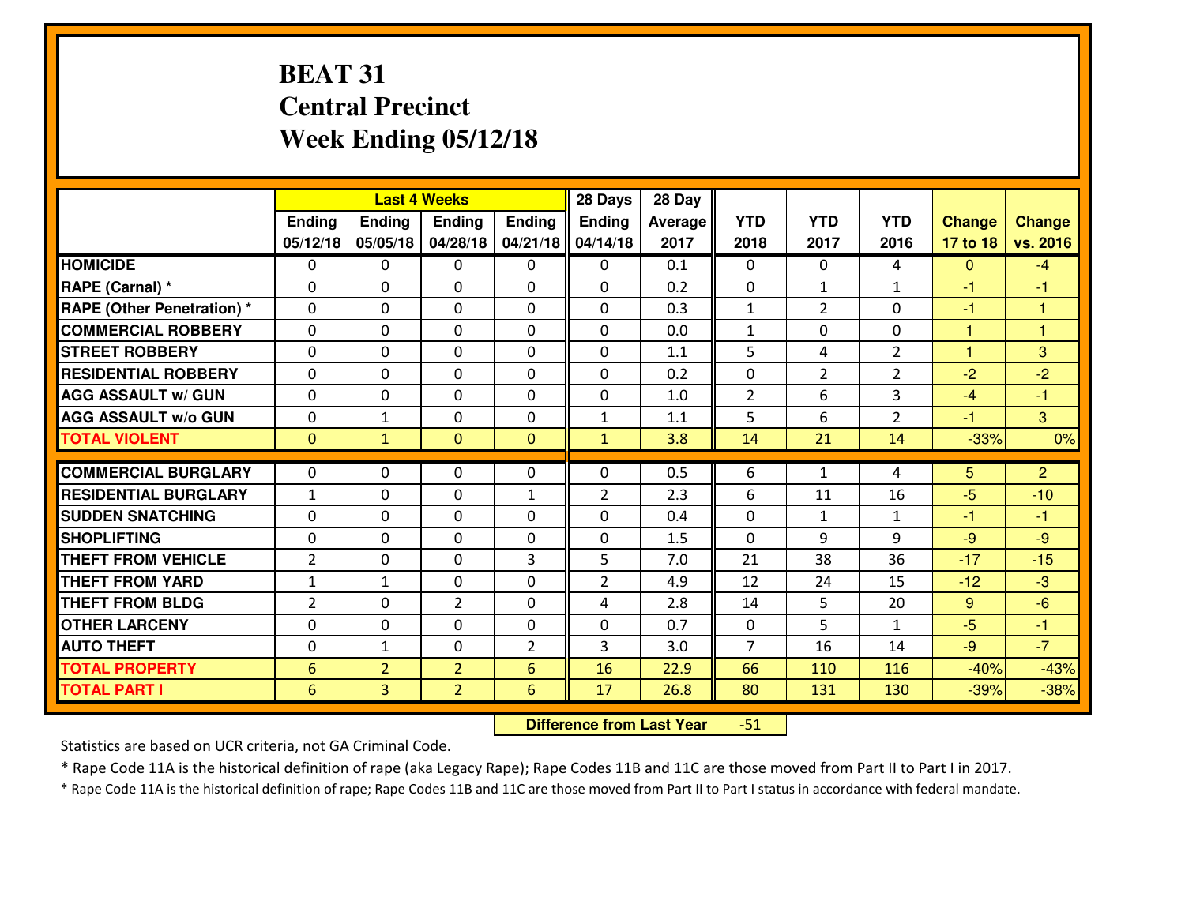# BEAT 31
## Central Precinct
## Week Ending 05/12/18

| | Last 4 Weeks | | | | 28 Days | 28 Day | | | | | |
|---|---|---|---|---|---|---|---|---|---|---|---|
| | Ending 05/12/18 | Ending 05/05/18 | Ending 04/28/18 | Ending 04/21/18 | Ending 04/14/18 | Average 2017 | YTD 2018 | YTD 2017 | YTD 2016 | Change 17 to 18 | Change vs. 2016 |
| HOMICIDE | 0 | 0 | 0 | 0 | 0 | 0.1 | 0 | 0 | 4 | 0 | -4 |
| RAPE (Carnal) * | 0 | 0 | 0 | 0 | 0 | 0.2 | 0 | 1 | 1 | -1 | -1 |
| RAPE (Other Penetration) * | 0 | 0 | 0 | 0 | 0 | 0.3 | 1 | 2 | 0 | -1 | 1 |
| COMMERCIAL ROBBERY | 0 | 0 | 0 | 0 | 0 | 0.0 | 1 | 0 | 0 | 1 | 1 |
| STREET ROBBERY | 0 | 0 | 0 | 0 | 0 | 1.1 | 5 | 4 | 2 | 1 | 3 |
| RESIDENTIAL ROBBERY | 0 | 0 | 0 | 0 | 0 | 0.2 | 0 | 2 | 2 | -2 | -2 |
| AGG ASSAULT w/ GUN | 0 | 0 | 0 | 0 | 0 | 1.0 | 2 | 6 | 3 | -4 | -1 |
| AGG ASSAULT w/o GUN | 0 | 1 | 0 | 0 | 1 | 1.1 | 5 | 6 | 2 | -1 | 3 |
| TOTAL VIOLENT | 0 | 1 | 0 | 0 | 1 | 3.8 | 14 | 21 | 14 | -33% | 0% |
| COMMERCIAL BURGLARY | 0 | 0 | 0 | 0 | 0 | 0.5 | 6 | 1 | 4 | 5 | 2 |
| RESIDENTIAL BURGLARY | 1 | 0 | 0 | 1 | 2 | 2.3 | 6 | 11 | 16 | -5 | -10 |
| SUDDEN SNATCHING | 0 | 0 | 0 | 0 | 0 | 0.4 | 0 | 1 | 1 | -1 | -1 |
| SHOPLIFTING | 0 | 0 | 0 | 0 | 0 | 1.5 | 0 | 9 | 9 | -9 | -9 |
| THEFT FROM VEHICLE | 2 | 0 | 0 | 3 | 5 | 7.0 | 21 | 38 | 36 | -17 | -15 |
| THEFT FROM YARD | 1 | 1 | 0 | 0 | 2 | 4.9 | 12 | 24 | 15 | -12 | -3 |
| THEFT FROM BLDG | 2 | 0 | 2 | 0 | 4 | 2.8 | 14 | 5 | 20 | 9 | -6 |
| OTHER LARCENY | 0 | 0 | 0 | 0 | 0 | 0.7 | 0 | 5 | 1 | -5 | -1 |
| AUTO THEFT | 0 | 1 | 0 | 2 | 3 | 3.0 | 7 | 16 | 14 | -9 | -7 |
| TOTAL PROPERTY | 6 | 2 | 2 | 6 | 16 | 22.9 | 66 | 110 | 116 | -40% | -43% |
| TOTAL PART I | 6 | 3 | 2 | 6 | 17 | 26.8 | 80 | 131 | 130 | -39% | -38% |

**Difference from Last Year** -51

Statistics are based on UCR criteria, not GA Criminal Code.

* Rape Code 11A is the historical definition of rape (aka Legacy Rape); Rape Codes 11B and 11C are those moved from Part II to Part I in 2017.

* Rape Code 11A is the historical definition of rape; Rape Codes 11B and 11C are those moved from Part II to Part I status in accordance with federal mandate.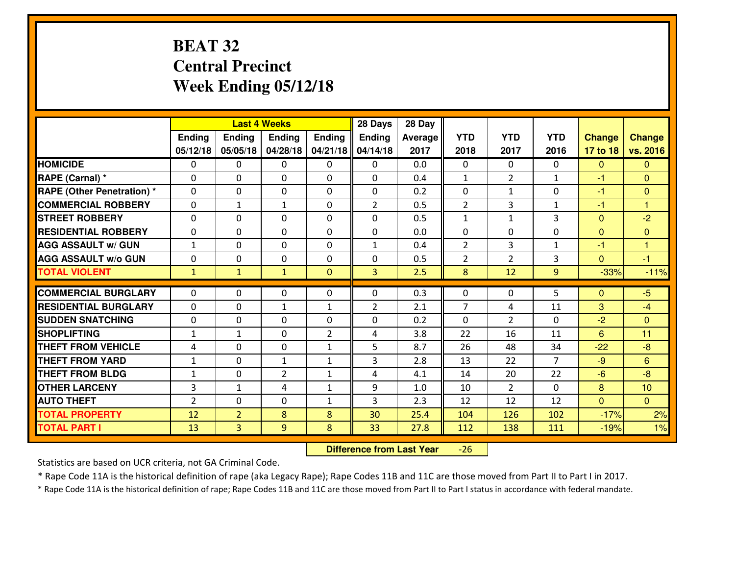# BEAT 32
## Central Precinct
## Week Ending 05/12/18

| | Last 4 Weeks | | | | 28 Days | 28 Day | | | | | |
|---|---|---|---|---|---|---|---|---|---|---|---|
| | Ending 05/12/18 | Ending 05/05/18 | Ending 04/28/18 | Ending 04/21/18 | Ending 04/14/18 | Average 2017 | YTD 2018 | YTD 2017 | YTD 2016 | Change 17 to 18 | Change vs. 2016 |
| HOMICIDE | 0 | 0 | 0 | 0 | 0 | 0.0 | 0 | 0 | 0 | 0 | 0 |
| RAPE (Carnal) * | 0 | 0 | 0 | 0 | 0 | 0.4 | 1 | 2 | 1 | -1 | 0 |
| RAPE (Other Penetration) * | 0 | 0 | 0 | 0 | 0 | 0.2 | 0 | 1 | 0 | -1 | 0 |
| COMMERCIAL ROBBERY | 0 | 1 | 1 | 0 | 2 | 0.5 | 2 | 3 | 1 | -1 | 1 |
| STREET ROBBERY | 0 | 0 | 0 | 0 | 0 | 0.5 | 1 | 1 | 3 | 0 | -2 |
| RESIDENTIAL ROBBERY | 0 | 0 | 0 | 0 | 0 | 0.0 | 0 | 0 | 0 | 0 | 0 |
| AGG ASSAULT w/ GUN | 1 | 0 | 0 | 0 | 1 | 0.4 | 2 | 3 | 1 | -1 | 1 |
| AGG ASSAULT w/o GUN | 0 | 0 | 0 | 0 | 0 | 0.5 | 2 | 2 | 3 | 0 | -1 |
| TOTAL VIOLENT | 1 | 1 | 1 | 0 | 3 | 2.5 | 8 | 12 | 9 | -33% | -11% |
| COMMERCIAL BURGLARY | 0 | 0 | 0 | 0 | 0 | 0.3 | 0 | 0 | 5 | 0 | -5 |
| RESIDENTIAL BURGLARY | 0 | 0 | 1 | 1 | 2 | 2.1 | 7 | 4 | 11 | 3 | -4 |
| SUDDEN SNATCHING | 0 | 0 | 0 | 0 | 0 | 0.2 | 0 | 2 | 0 | -2 | 0 |
| SHOPLIFTING | 1 | 1 | 0 | 2 | 4 | 3.8 | 22 | 16 | 11 | 6 | 11 |
| THEFT FROM VEHICLE | 4 | 0 | 0 | 1 | 5 | 8.7 | 26 | 48 | 34 | -22 | -8 |
| THEFT FROM YARD | 1 | 0 | 1 | 1 | 3 | 2.8 | 13 | 22 | 7 | -9 | 6 |
| THEFT FROM BLDG | 1 | 0 | 2 | 1 | 4 | 4.1 | 14 | 20 | 22 | -6 | -8 |
| OTHER LARCENY | 3 | 1 | 4 | 1 | 9 | 1.0 | 10 | 2 | 0 | 8 | 10 |
| AUTO THEFT | 2 | 0 | 0 | 1 | 3 | 2.3 | 12 | 12 | 12 | 0 | 0 |
| TOTAL PROPERTY | 12 | 2 | 8 | 8 | 30 | 25.4 | 104 | 126 | 102 | -17% | 2% |
| TOTAL PART I | 13 | 3 | 9 | 8 | 33 | 27.8 | 112 | 138 | 111 | -19% | 1% |

**Difference from Last Year** -26

Statistics are based on UCR criteria, not GA Criminal Code.

* Rape Code 11A is the historical definition of rape (aka Legacy Rape); Rape Codes 11B and 11C are those moved from Part II to Part I in 2017.

* Rape Code 11A is the historical definition of rape; Rape Codes 11B and 11C are those moved from Part II to Part I status in accordance with federal mandate.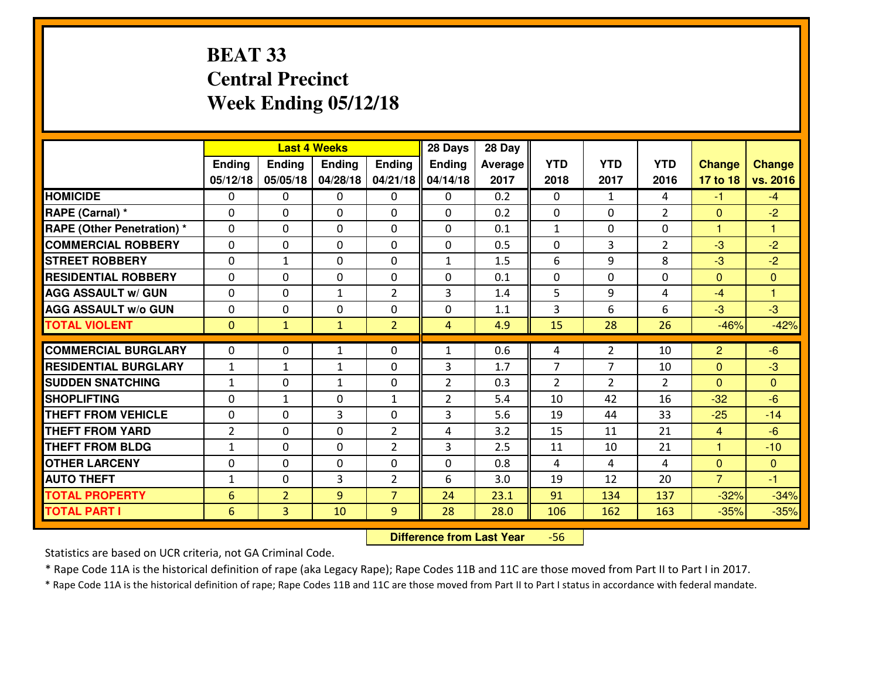# BEAT 33
# Central Precinct
# Week Ending 05/12/18

| | Last 4 Weeks | | | | 28 Days | 28 Day | | | | | |
|---|---|---|---|---|---|---|---|---|---|---|---|
| | Ending 05/12/18 | Ending 05/05/18 | Ending 04/28/18 | Ending 04/21/18 | Ending 04/14/18 | Average 2017 | YTD 2018 | YTD 2017 | YTD 2016 | Change 17 to 18 | Change vs. 2016 |
| HOMICIDE | 0 | 0 | 0 | 0 | 0 | 0.2 | 0 | 1 | 4 | -1 | -4 |
| RAPE (Carnal) * | 0 | 0 | 0 | 0 | 0 | 0.2 | 0 | 0 | 2 | 0 | -2 |
| RAPE (Other Penetration) * | 0 | 0 | 0 | 0 | 0 | 0.1 | 1 | 0 | 0 | 1 | 1 |
| COMMERCIAL ROBBERY | 0 | 0 | 0 | 0 | 0 | 0.5 | 0 | 3 | 2 | -3 | -2 |
| STREET ROBBERY | 0 | 1 | 0 | 0 | 1 | 1.5 | 6 | 9 | 8 | -3 | -2 |
| RESIDENTIAL ROBBERY | 0 | 0 | 0 | 0 | 0 | 0.1 | 0 | 0 | 0 | 0 | 0 |
| AGG ASSAULT w/ GUN | 0 | 0 | 1 | 2 | 3 | 1.4 | 5 | 9 | 4 | -4 | 1 |
| AGG ASSAULT w/o GUN | 0 | 0 | 0 | 0 | 0 | 1.1 | 3 | 6 | 6 | -3 | -3 |
| TOTAL VIOLENT | 0 | 1 | 1 | 2 | 4 | 4.9 | 15 | 28 | 26 | -46% | -42% |
| COMMERCIAL BURGLARY | 0 | 0 | 1 | 0 | 1 | 0.6 | 4 | 2 | 10 | 2 | -6 |
| RESIDENTIAL BURGLARY | 1 | 1 | 1 | 0 | 3 | 1.7 | 7 | 7 | 10 | 0 | -3 |
| SUDDEN SNATCHING | 1 | 0 | 1 | 0 | 2 | 0.3 | 2 | 2 | 2 | 0 | 0 |
| SHOPLIFTING | 0 | 1 | 0 | 1 | 2 | 5.4 | 10 | 42 | 16 | -32 | -6 |
| THEFT FROM VEHICLE | 0 | 0 | 3 | 0 | 3 | 5.6 | 19 | 44 | 33 | -25 | -14 |
| THEFT FROM YARD | 2 | 0 | 0 | 2 | 4 | 3.2 | 15 | 11 | 21 | 4 | -6 |
| THEFT FROM BLDG | 1 | 0 | 0 | 2 | 3 | 2.5 | 11 | 10 | 21 | 1 | -10 |
| OTHER LARCENY | 0 | 0 | 0 | 0 | 0 | 0.8 | 4 | 4 | 4 | 0 | 0 |
| AUTO THEFT | 1 | 0 | 3 | 2 | 6 | 3.0 | 19 | 12 | 20 | 7 | -1 |
| TOTAL PROPERTY | 6 | 2 | 9 | 7 | 24 | 23.1 | 91 | 134 | 137 | -32% | -34% |
| TOTAL PART I | 6 | 3 | 10 | 9 | 28 | 28.0 | 106 | 162 | 163 | -35% | -35% |

**Difference from Last Year** -56

Statistics are based on UCR criteria, not GA Criminal Code.

* Rape Code 11A is the historical definition of rape (aka Legacy Rape); Rape Codes 11B and 11C are those moved from Part II to Part I in 2017.

* Rape Code 11A is the historical definition of rape; Rape Codes 11B and 11C are those moved from Part II to Part I status in accordance with federal mandate.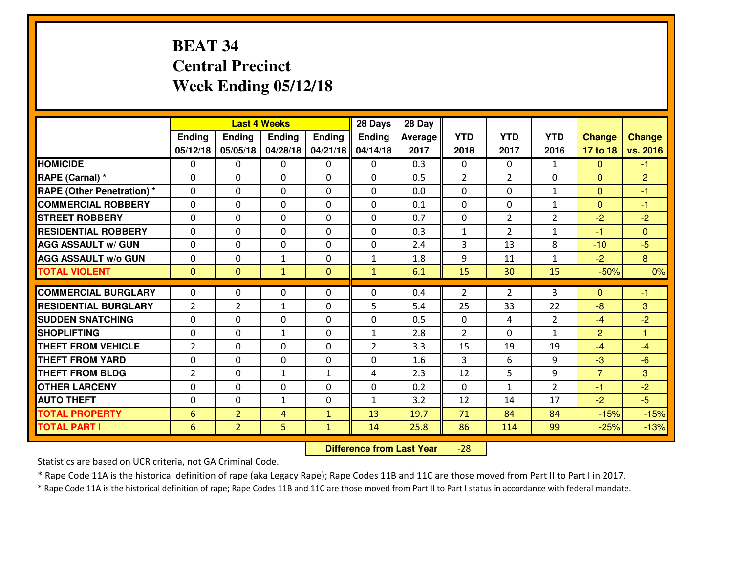# BEAT 34
# Central Precinct
# Week Ending 05/12/18

| | Last 4 Weeks | | | | 28 Days | 28 Day | | | | | |
|---|---|---|---|---|---|---|---|---|---|---|---|
| | Ending 05/12/18 | Ending 05/05/18 | Ending 04/28/18 | Ending 04/21/18 | Ending 04/14/18 | Average 2017 | YTD 2018 | YTD 2017 | YTD 2016 | Change 17 to 18 | Change vs. 2016 |
| HOMICIDE | 0 | 0 | 0 | 0 | 0 | 0.3 | 0 | 0 | 1 | 0 | -1 |
| RAPE (Carnal) * | 0 | 0 | 0 | 0 | 0 | 0.5 | 2 | 2 | 0 | 0 | 2 |
| RAPE (Other Penetration) * | 0 | 0 | 0 | 0 | 0 | 0.0 | 0 | 0 | 1 | 0 | -1 |
| COMMERCIAL ROBBERY | 0 | 0 | 0 | 0 | 0 | 0.1 | 0 | 0 | 1 | 0 | -1 |
| STREET ROBBERY | 0 | 0 | 0 | 0 | 0 | 0.7 | 0 | 2 | 2 | -2 | -2 |
| RESIDENTIAL ROBBERY | 0 | 0 | 0 | 0 | 0 | 0.3 | 1 | 2 | 1 | -1 | 0 |
| AGG ASSAULT w/ GUN | 0 | 0 | 0 | 0 | 0 | 2.4 | 3 | 13 | 8 | -10 | -5 |
| AGG ASSAULT w/o GUN | 0 | 0 | 1 | 0 | 1 | 1.8 | 9 | 11 | 1 | -2 | 8 |
| TOTAL VIOLENT | 0 | 0 | 1 | 0 | 1 | 6.1 | 15 | 30 | 15 | -50% | 0% |
| COMMERCIAL BURGLARY | 0 | 0 | 0 | 0 | 0 | 0.4 | 2 | 2 | 3 | 0 | -1 |
| RESIDENTIAL BURGLARY | 2 | 2 | 1 | 0 | 5 | 5.4 | 25 | 33 | 22 | -8 | 3 |
| SUDDEN SNATCHING | 0 | 0 | 0 | 0 | 0 | 0.5 | 0 | 4 | 2 | -4 | -2 |
| SHOPLIFTING | 0 | 0 | 1 | 0 | 1 | 2.8 | 2 | 0 | 1 | 2 | 1 |
| THEFT FROM VEHICLE | 2 | 0 | 0 | 0 | 2 | 3.3 | 15 | 19 | 19 | -4 | -4 |
| THEFT FROM YARD | 0 | 0 | 0 | 0 | 0 | 1.6 | 3 | 6 | 9 | -3 | -6 |
| THEFT FROM BLDG | 2 | 0 | 1 | 1 | 4 | 2.3 | 12 | 5 | 9 | 7 | 3 |
| OTHER LARCENY | 0 | 0 | 0 | 0 | 0 | 0.2 | 0 | 1 | 2 | -1 | -2 |
| AUTO THEFT | 0 | 0 | 1 | 0 | 1 | 3.2 | 12 | 14 | 17 | -2 | -5 |
| TOTAL PROPERTY | 6 | 2 | 4 | 1 | 13 | 19.7 | 71 | 84 | 84 | -15% | -15% |
| TOTAL PART I | 6 | 2 | 5 | 1 | 14 | 25.8 | 86 | 114 | 99 | -25% | -13% |

**Difference from Last Year** -28

Statistics are based on UCR criteria, not GA Criminal Code.

* Rape Code 11A is the historical definition of rape (aka Legacy Rape); Rape Codes 11B and 11C are those moved from Part II to Part I in 2017.

* Rape Code 11A is the historical definition of rape; Rape Codes 11B and 11C are those moved from Part II to Part I status in accordance with federal mandate.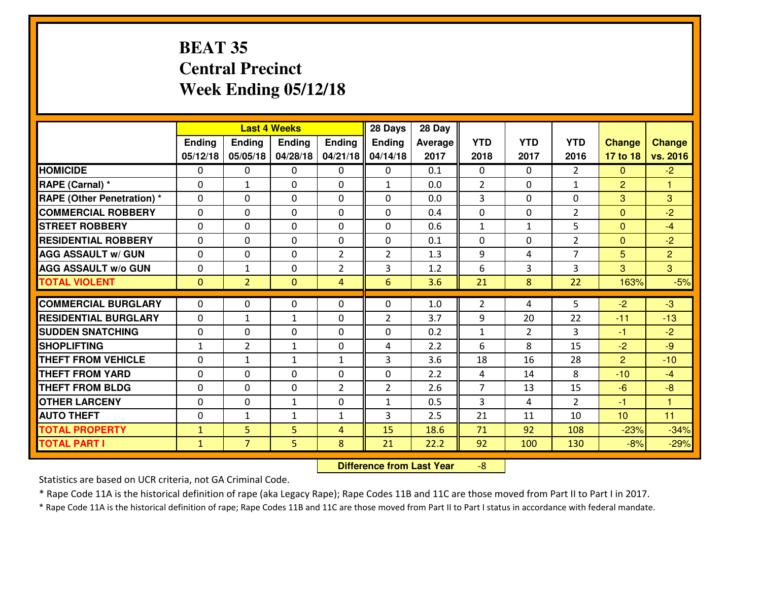# BEAT 35
## Central Precinct
## Week Ending 05/12/18

| | Last 4 Weeks | | | | 28 Days | 28 Day | | | | | |
|---|---|---|---|---|---|---|---|---|---|---|---|
| | Ending 05/12/18 | Ending 05/05/18 | Ending 04/28/18 | Ending 04/21/18 | Ending 04/14/18 | Average 2017 | YTD 2018 | YTD 2017 | YTD 2016 | Change 17 to 18 | Change vs. 2016 |
| HOMICIDE | 0 | 0 | 0 | 0 | 0 | 0.1 | 0 | 0 | 2 | 0 | -2 |
| RAPE (Carnal) * | 0 | 1 | 0 | 0 | 1 | 0.0 | 2 | 0 | 1 | 2 | 1 |
| RAPE (Other Penetration) * | 0 | 0 | 0 | 0 | 0 | 0.0 | 3 | 0 | 0 | 3 | 3 |
| COMMERCIAL ROBBERY | 0 | 0 | 0 | 0 | 0 | 0.4 | 0 | 0 | 2 | 0 | -2 |
| STREET ROBBERY | 0 | 0 | 0 | 0 | 0 | 0.6 | 1 | 1 | 5 | 0 | -4 |
| RESIDENTIAL ROBBERY | 0 | 0 | 0 | 0 | 0 | 0.1 | 0 | 0 | 2 | 0 | -2 |
| AGG ASSAULT w/ GUN | 0 | 0 | 0 | 2 | 2 | 1.3 | 9 | 4 | 7 | 5 | 2 |
| AGG ASSAULT w/o GUN | 0 | 1 | 0 | 2 | 3 | 1.2 | 6 | 3 | 3 | 3 | 3 |
| TOTAL VIOLENT | 0 | 2 | 0 | 4 | 6 | 3.6 | 21 | 8 | 22 | 163% | -5% |
| COMMERCIAL BURGLARY | 0 | 0 | 0 | 0 | 0 | 1.0 | 2 | 4 | 5 | -2 | -3 |
| RESIDENTIAL BURGLARY | 0 | 1 | 1 | 0 | 2 | 3.7 | 9 | 20 | 22 | -11 | -13 |
| SUDDEN SNATCHING | 0 | 0 | 0 | 0 | 0 | 0.2 | 1 | 2 | 3 | -1 | -2 |
| SHOPLIFTING | 1 | 2 | 1 | 0 | 4 | 2.2 | 6 | 8 | 15 | -2 | -9 |
| THEFT FROM VEHICLE | 0 | 1 | 1 | 1 | 3 | 3.6 | 18 | 16 | 28 | 2 | -10 |
| THEFT FROM YARD | 0 | 0 | 0 | 0 | 0 | 2.2 | 4 | 14 | 8 | -10 | -4 |
| THEFT FROM BLDG | 0 | 0 | 0 | 2 | 2 | 2.6 | 7 | 13 | 15 | -6 | -8 |
| OTHER LARCENY | 0 | 0 | 1 | 0 | 1 | 0.5 | 3 | 4 | 2 | -1 | 1 |
| AUTO THEFT | 0 | 1 | 1 | 1 | 3 | 2.5 | 21 | 11 | 10 | 10 | 11 |
| TOTAL PROPERTY | 1 | 5 | 5 | 4 | 15 | 18.6 | 71 | 92 | 108 | -23% | -34% |
| TOTAL PART I | 1 | 7 | 5 | 8 | 21 | 22.2 | 92 | 100 | 130 | -8% | -29% |

**Difference from Last Year** -8

Statistics are based on UCR criteria, not GA Criminal Code.

* Rape Code 11A is the historical definition of rape (aka Legacy Rape); Rape Codes 11B and 11C are those moved from Part II to Part I in 2017.

* Rape Code 11A is the historical definition of rape; Rape Codes 11B and 11C are those moved from Part II to Part I status in accordance with federal mandate.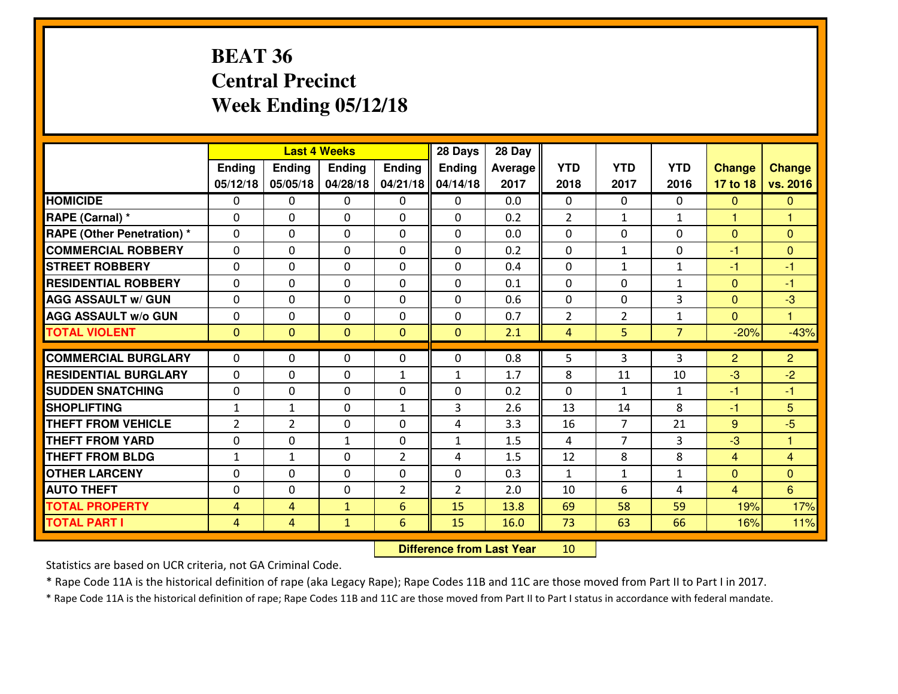# BEAT 36
## Central Precinct
## Week Ending 05/12/18

| | Last 4 Weeks | | | | 28 Days | 28 Day | | | | | |
|---|---|---|---|---|---|---|---|---|---|---|---|
| | Ending 05/12/18 | Ending 05/05/18 | Ending 04/28/18 | Ending 04/21/18 | Ending 04/14/18 | Average 2017 | YTD 2018 | YTD 2017 | YTD 2016 | Change 17 to 18 | Change vs. 2016 |
| HOMICIDE | 0 | 0 | 0 | 0 | 0 | 0.0 | 0 | 0 | 0 | 0 | 0 |
| RAPE (Carnal) * | 0 | 0 | 0 | 0 | 0 | 0.2 | 2 | 1 | 1 | 1 | 1 |
| RAPE (Other Penetration) * | 0 | 0 | 0 | 0 | 0 | 0.0 | 0 | 0 | 0 | 0 | 0 |
| COMMERCIAL ROBBERY | 0 | 0 | 0 | 0 | 0 | 0.2 | 0 | 1 | 0 | -1 | 0 |
| STREET ROBBERY | 0 | 0 | 0 | 0 | 0 | 0.4 | 0 | 1 | 1 | -1 | -1 |
| RESIDENTIAL ROBBERY | 0 | 0 | 0 | 0 | 0 | 0.1 | 0 | 0 | 1 | 0 | -1 |
| AGG ASSAULT w/ GUN | 0 | 0 | 0 | 0 | 0 | 0.6 | 0 | 0 | 3 | 0 | -3 |
| AGG ASSAULT w/o GUN | 0 | 0 | 0 | 0 | 0 | 0.7 | 2 | 2 | 1 | 0 | 1 |
| TOTAL VIOLENT | 0 | 0 | 0 | 0 | 0 | 2.1 | 4 | 5 | 7 | -20% | -43% |
| COMMERCIAL BURGLARY | 0 | 0 | 0 | 0 | 0 | 0.8 | 5 | 3 | 3 | 2 | 2 |
| RESIDENTIAL BURGLARY | 0 | 0 | 0 | 1 | 1 | 1.7 | 8 | 11 | 10 | -3 | -2 |
| SUDDEN SNATCHING | 0 | 0 | 0 | 0 | 0 | 0.2 | 0 | 1 | 1 | -1 | -1 |
| SHOPLIFTING | 1 | 1 | 0 | 1 | 3 | 2.6 | 13 | 14 | 8 | -1 | 5 |
| THEFT FROM VEHICLE | 2 | 2 | 0 | 0 | 4 | 3.3 | 16 | 7 | 21 | 9 | -5 |
| THEFT FROM YARD | 0 | 0 | 1 | 0 | 1 | 1.5 | 4 | 7 | 3 | -3 | 1 |
| THEFT FROM BLDG | 1 | 1 | 0 | 2 | 4 | 1.5 | 12 | 8 | 8 | 4 | 4 |
| OTHER LARCENY | 0 | 0 | 0 | 0 | 0 | 0.3 | 1 | 1 | 1 | 0 | 0 |
| AUTO THEFT | 0 | 0 | 0 | 2 | 2 | 2.0 | 10 | 6 | 4 | 4 | 6 |
| TOTAL PROPERTY | 4 | 4 | 1 | 6 | 15 | 13.8 | 69 | 58 | 59 | 19% | 17% |
| TOTAL PART I | 4 | 4 | 1 | 6 | 15 | 16.0 | 73 | 63 | 66 | 16% | 11% |

**Difference from Last Year** 10

Statistics are based on UCR criteria, not GA Criminal Code.

* Rape Code 11A is the historical definition of rape (aka Legacy Rape); Rape Codes 11B and 11C are those moved from Part II to Part I in 2017.

* Rape Code 11A is the historical definition of rape; Rape Codes 11B and 11C are those moved from Part II to Part I status in accordance with federal mandate.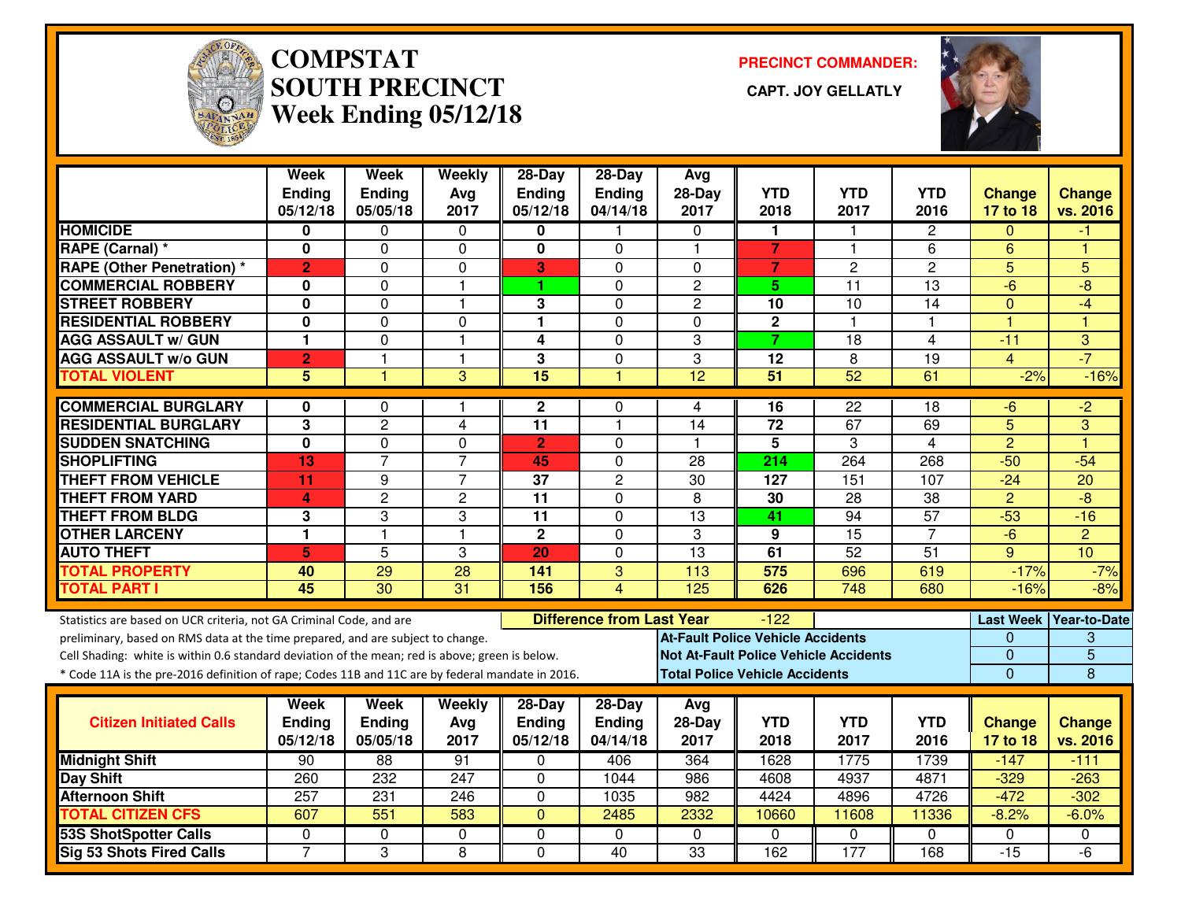# COMPSTAT
# SOUTH PRECINCT
## Week Ending 05/12/18

**PRECINCT COMMANDER:**

**CAPT. JOY GELLATLY**

| | Week Ending 05/12/18 | Week Ending 05/05/18 | Weekly Avg 2017 | 28-Day Ending 05/12/18 | 28-Day Ending 04/14/18 | Avg 28-Day 2017 | YTD 2018 | YTD 2017 | YTD 2016 | Change 17 to 18 | Change vs. 2016 |
|---|---|---|---|---|---|---|---|---|---|---|---|
| HOMICIDE | 0 | 0 | 0 | 0 | 1 | 0 | 1 | 1 | 2 | 0 | -1 |
| RAPE (Carnal) * | 0 | 0 | 0 | 0 | 0 | 1 | 7 | 1 | 6 | 6 | 1 |
| RAPE (Other Penetration) * | 2 | 0 | 0 | 3 | 0 | 0 | 7 | 2 | 2 | 5 | 5 |
| COMMERCIAL ROBBERY | 0 | 0 | 1 | 1 | 0 | 2 | 5 | 11 | 13 | -6 | -8 |
| STREET ROBBERY | 0 | 0 | 1 | 3 | 0 | 2 | 10 | 10 | 14 | 0 | -4 |
| RESIDENTIAL ROBBERY | 0 | 0 | 0 | 1 | 0 | 0 | 2 | 1 | 1 | 1 | 1 |
| AGG ASSAULT w/ GUN | 1 | 0 | 1 | 4 | 0 | 3 | 7 | 18 | 4 | -11 | 3 |
| AGG ASSAULT w/o GUN | 2 | 1 | 1 | 3 | 0 | 3 | 12 | 8 | 19 | 4 | -7 |
| TOTAL VIOLENT | 5 | 1 | 3 | 15 | 1 | 12 | 51 | 52 | 61 | -2% | -16% |
| COMMERCIAL BURGLARY | 0 | 0 | 1 | 2 | 0 | 4 | 16 | 22 | 18 | -6 | -2 |
| RESIDENTIAL BURGLARY | 3 | 2 | 4 | 11 | 1 | 14 | 72 | 67 | 69 | 5 | 3 |
| SUDDEN SNATCHING | 0 | 0 | 0 | 2 | 0 | 1 | 5 | 3 | 4 | 2 | 1 |
| SHOPLIFTING | 13 | 7 | 7 | 45 | 0 | 28 | 214 | 264 | 268 | -50 | -54 |
| THEFT FROM VEHICLE | 11 | 9 | 7 | 37 | 2 | 30 | 127 | 151 | 107 | -24 | 20 |
| THEFT FROM YARD | 4 | 2 | 2 | 11 | 0 | 8 | 30 | 28 | 38 | 2 | -8 |
| THEFT FROM BLDG | 3 | 3 | 3 | 11 | 0 | 13 | 41 | 94 | 57 | -53 | -16 |
| OTHER LARCENY | 1 | 1 | 1 | 2 | 0 | 3 | 9 | 15 | 7 | -6 | 2 |
| AUTO THEFT | 5 | 5 | 3 | 20 | 0 | 13 | 61 | 52 | 51 | 9 | 10 |
| TOTAL PROPERTY | 40 | 29 | 28 | 141 | 3 | 113 | 575 | 696 | 619 | -17% | -7% |
| TOTAL PART I | 45 | 30 | 31 | 156 | 4 | 125 | 626 | 748 | 680 | -16% | -8% |

Statistics are based on UCR criteria, not GA Criminal Code, and are preliminary, based on RMS data at the time prepared, and are subject to change.
Cell Shading: white is within 0.6 standard deviation of the mean; red is above; green is below.
* Code 11A is the pre-2016 definition of rape; Codes 11B and 11C are by federal mandate in 2016.

**Difference from Last Year:** -122

| | Last Week | Year-to-Date |
|---|---|---|
| At-Fault Police Vehicle Accidents | 0 | 3 |
| Not At-Fault Police Vehicle Accidents | 0 | 5 |
| Total Police Vehicle Accidents | 0 | 8 |

| Citizen Initiated Calls | Week Ending 05/12/18 | Week Ending 05/05/18 | Weekly Avg 2017 | 28-Day Ending 05/12/18 | 28-Day Ending 04/14/18 | Avg 28-Day 2017 | YTD 2018 | YTD 2017 | YTD 2016 | Change 17 to 18 | Change vs. 2016 |
|---|---|---|---|---|---|---|---|---|---|---|---|
| Midnight Shift | 90 | 88 | 91 | 0 | 406 | 364 | 1628 | 1775 | 1739 | -147 | -111 |
| Day Shift | 260 | 232 | 247 | 0 | 1044 | 986 | 4608 | 4937 | 4871 | -329 | -263 |
| Afternoon Shift | 257 | 231 | 246 | 0 | 1035 | 982 | 4424 | 4896 | 4726 | -472 | -302 |
| TOTAL CITIZEN CFS | 607 | 551 | 583 | 0 | 2485 | 2332 | 10660 | 11608 | 11336 | -8.2% | -6.0% |
| 53S ShotSpotter Calls | 0 | 0 | 0 | 0 | 0 | 0 | 0 | 0 | 0 | 0 | 0 |
| Sig 53 Shots Fired Calls | 7 | 3 | 8 | 0 | 40 | 33 | 162 | 177 | 168 | -15 | -6 |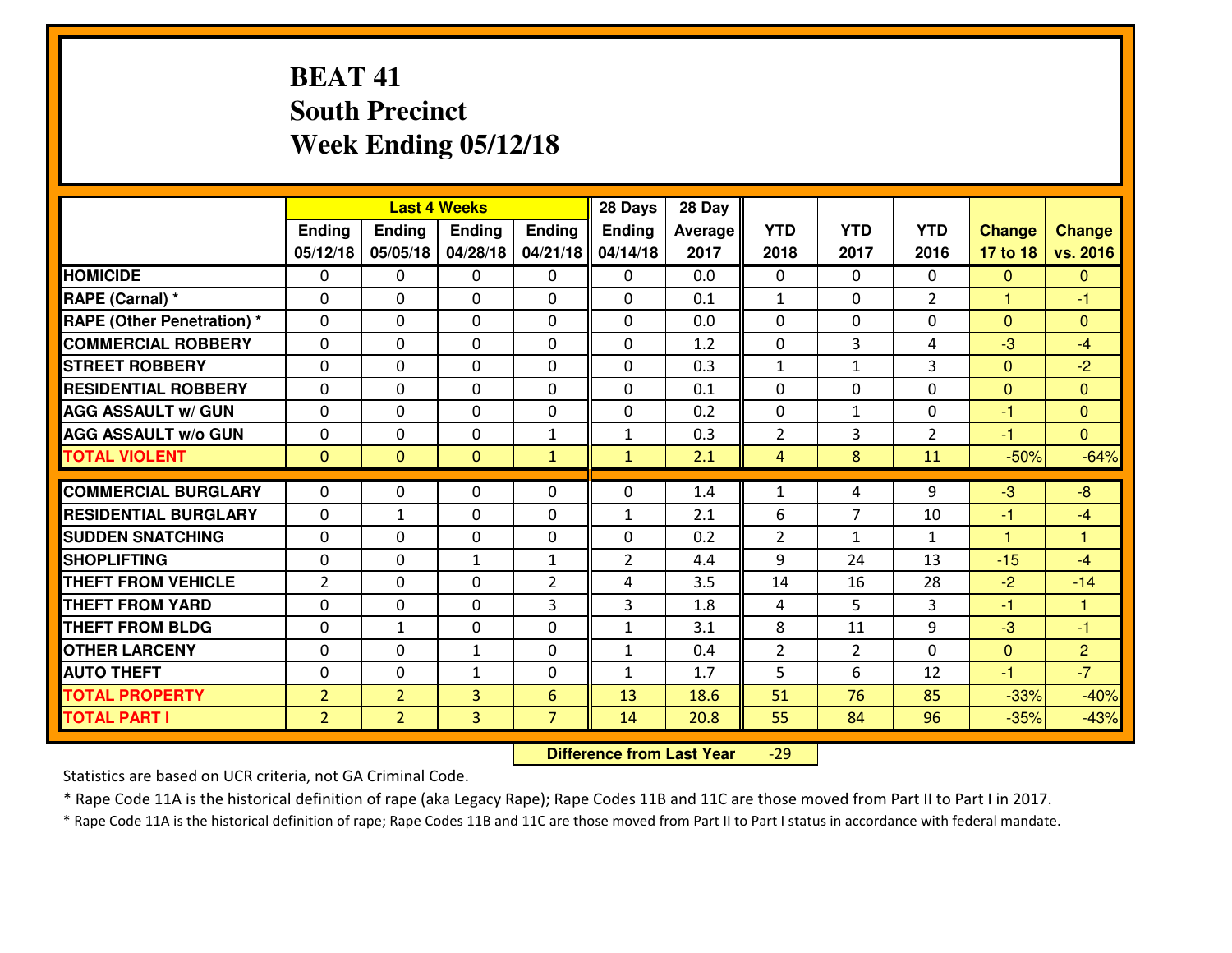# BEAT 41
## South Precinct
## Week Ending 05/12/18

| | Last 4 Weeks | | | | 28 Days | 28 Day | | | | | |
|---|---|---|---|---|---|---|---|---|---|---|---|
| | Ending 05/12/18 | Ending 05/05/18 | Ending 04/28/18 | Ending 04/21/18 | Ending 04/14/18 | Average 2017 | YTD 2018 | YTD 2017 | YTD 2016 | Change 17 to 18 | Change vs. 2016 |
| **HOMICIDE** | 0 | 0 | 0 | 0 | 0 | 0.0 | 0 | 0 | 0 | 0 | 0 |
| **RAPE (Carnal) *** | 0 | 0 | 0 | 0 | 0 | 0.1 | 1 | 0 | 2 | 1 | -1 |
| **RAPE (Other Penetration) *** | 0 | 0 | 0 | 0 | 0 | 0.0 | 0 | 0 | 0 | 0 | 0 |
| **COMMERCIAL ROBBERY** | 0 | 0 | 0 | 0 | 0 | 1.2 | 0 | 3 | 4 | -3 | -4 |
| **STREET ROBBERY** | 0 | 0 | 0 | 0 | 0 | 0.3 | 1 | 1 | 3 | 0 | -2 |
| **RESIDENTIAL ROBBERY** | 0 | 0 | 0 | 0 | 0 | 0.1 | 0 | 0 | 0 | 0 | 0 |
| **AGG ASSAULT w/ GUN** | 0 | 0 | 0 | 0 | 0 | 0.2 | 0 | 1 | 0 | -1 | 0 |
| **AGG ASSAULT w/o GUN** | 0 | 0 | 0 | 1 | 1 | 0.3 | 2 | 3 | 2 | -1 | 0 |
| **TOTAL VIOLENT** | 0 | 0 | 0 | 1 | 1 | 2.1 | 4 | 8 | 11 | -50% | -64% |
| **COMMERCIAL BURGLARY** | 0 | 0 | 0 | 0 | 0 | 1.4 | 1 | 4 | 9 | -3 | -8 |
| **RESIDENTIAL BURGLARY** | 0 | 1 | 0 | 0 | 1 | 2.1 | 6 | 7 | 10 | -1 | -4 |
| **SUDDEN SNATCHING** | 0 | 0 | 0 | 0 | 0 | 0.2 | 2 | 1 | 1 | 1 | 1 |
| **SHOPLIFTING** | 0 | 0 | 1 | 1 | 2 | 4.4 | 9 | 24 | 13 | -15 | -4 |
| **THEFT FROM VEHICLE** | 2 | 0 | 0 | 2 | 4 | 3.5 | 14 | 16 | 28 | -2 | -14 |
| **THEFT FROM YARD** | 0 | 0 | 0 | 3 | 3 | 1.8 | 4 | 5 | 3 | -1 | 1 |
| **THEFT FROM BLDG** | 0 | 1 | 0 | 0 | 1 | 3.1 | 8 | 11 | 9 | -3 | -1 |
| **OTHER LARCENY** | 0 | 0 | 1 | 0 | 1 | 0.4 | 2 | 2 | 0 | 0 | 2 |
| **AUTO THEFT** | 0 | 0 | 1 | 0 | 1 | 1.7 | 5 | 6 | 12 | -1 | -7 |
| **TOTAL PROPERTY** | 2 | 2 | 3 | 6 | 13 | 18.6 | 51 | 76 | 85 | -33% | -40% |
| **TOTAL PART I** | 2 | 2 | 3 | 7 | 14 | 20.8 | 55 | 84 | 96 | -35% | -43% |

**Difference from Last Year** -29

Statistics are based on UCR criteria, not GA Criminal Code.

* Rape Code 11A is the historical definition of rape (aka Legacy Rape); Rape Codes 11B and 11C are those moved from Part II to Part I in 2017.

* Rape Code 11A is the historical definition of rape; Rape Codes 11B and 11C are those moved from Part II to Part I status in accordance with federal mandate.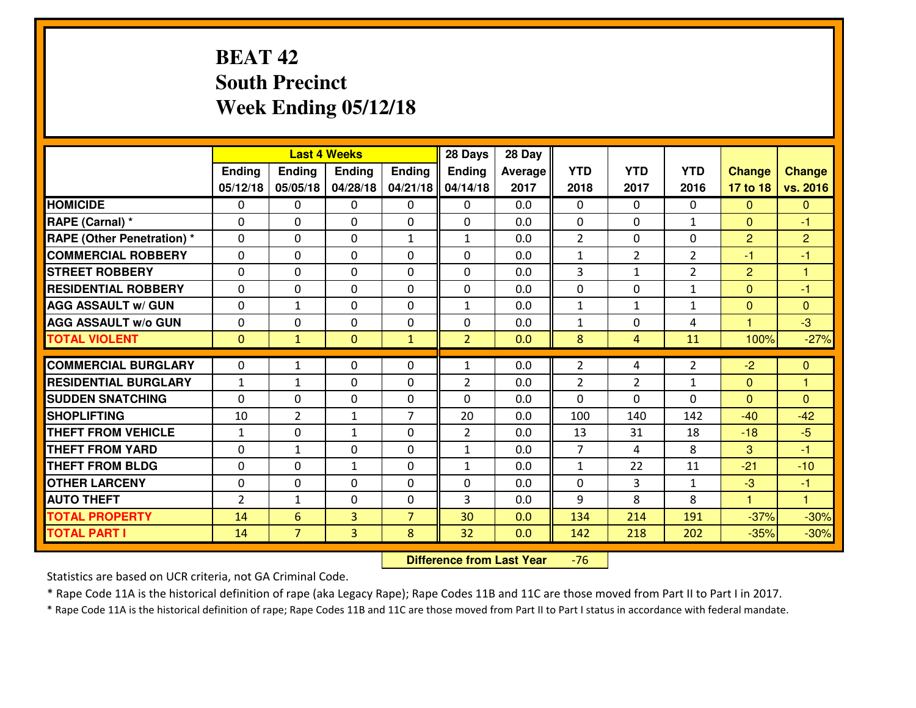# BEAT 42
## South Precinct
## Week Ending 05/12/18

| | Last 4 Weeks | | | | 28 Days | 28 Day | | | | | |
|---|---|---|---|---|---|---|---|---|---|---|---|
| | Ending 05/12/18 | Ending 05/05/18 | Ending 04/28/18 | Ending 04/21/18 | Ending 04/14/18 | Average 2017 | YTD 2018 | YTD 2017 | YTD 2016 | Change 17 to 18 | Change vs. 2016 |
| **HOMICIDE** | 0 | 0 | 0 | 0 | 0 | 0.0 | 0 | 0 | 0 | 0 | 0 |
| **RAPE (Carnal) *** | 0 | 0 | 0 | 0 | 0 | 0.0 | 0 | 0 | 1 | 0 | -1 |
| **RAPE (Other Penetration) *** | 0 | 0 | 0 | 1 | 1 | 0.0 | 2 | 0 | 0 | 2 | 2 |
| **COMMERCIAL ROBBERY** | 0 | 0 | 0 | 0 | 0 | 0.0 | 1 | 2 | 2 | -1 | -1 |
| **STREET ROBBERY** | 0 | 0 | 0 | 0 | 0 | 0.0 | 3 | 1 | 2 | 2 | 1 |
| **RESIDENTIAL ROBBERY** | 0 | 0 | 0 | 0 | 0 | 0.0 | 0 | 0 | 1 | 0 | -1 |
| **AGG ASSAULT w/ GUN** | 0 | 1 | 0 | 0 | 1 | 0.0 | 1 | 1 | 1 | 0 | 0 |
| **AGG ASSAULT w/o GUN** | 0 | 0 | 0 | 0 | 0 | 0.0 | 1 | 0 | 4 | 1 | -3 |
| **TOTAL VIOLENT** | 0 | 1 | 0 | 1 | 2 | 0.0 | 8 | 4 | 11 | 100% | -27% |
| **COMMERCIAL BURGLARY** | 0 | 1 | 0 | 0 | 1 | 0.0 | 2 | 4 | 2 | -2 | 0 |
| **RESIDENTIAL BURGLARY** | 1 | 1 | 0 | 0 | 2 | 0.0 | 2 | 2 | 1 | 0 | 1 |
| **SUDDEN SNATCHING** | 0 | 0 | 0 | 0 | 0 | 0.0 | 0 | 0 | 0 | 0 | 0 |
| **SHOPLIFTING** | 10 | 2 | 1 | 7 | 20 | 0.0 | 100 | 140 | 142 | -40 | -42 |
| **THEFT FROM VEHICLE** | 1 | 0 | 1 | 0 | 2 | 0.0 | 13 | 31 | 18 | -18 | -5 |
| **THEFT FROM YARD** | 0 | 1 | 0 | 0 | 1 | 0.0 | 7 | 4 | 8 | 3 | -1 |
| **THEFT FROM BLDG** | 0 | 0 | 1 | 0 | 1 | 0.0 | 1 | 22 | 11 | -21 | -10 |
| **OTHER LARCENY** | 0 | 0 | 0 | 0 | 0 | 0.0 | 0 | 3 | 1 | -3 | -1 |
| **AUTO THEFT** | 2 | 1 | 0 | 0 | 3 | 0.0 | 9 | 8 | 8 | 1 | 1 |
| **TOTAL PROPERTY** | 14 | 6 | 3 | 7 | 30 | 0.0 | 134 | 214 | 191 | -37% | -30% |
| **TOTAL PART I** | 14 | 7 | 3 | 8 | 32 | 0.0 | 142 | 218 | 202 | -35% | -30% |

**Difference from Last Year** -76

Statistics are based on UCR criteria, not GA Criminal Code.

* Rape Code 11A is the historical definition of rape (aka Legacy Rape); Rape Codes 11B and 11C are those moved from Part II to Part I in 2017.

* Rape Code 11A is the historical definition of rape; Rape Codes 11B and 11C are those moved from Part II to Part I status in accordance with federal mandate.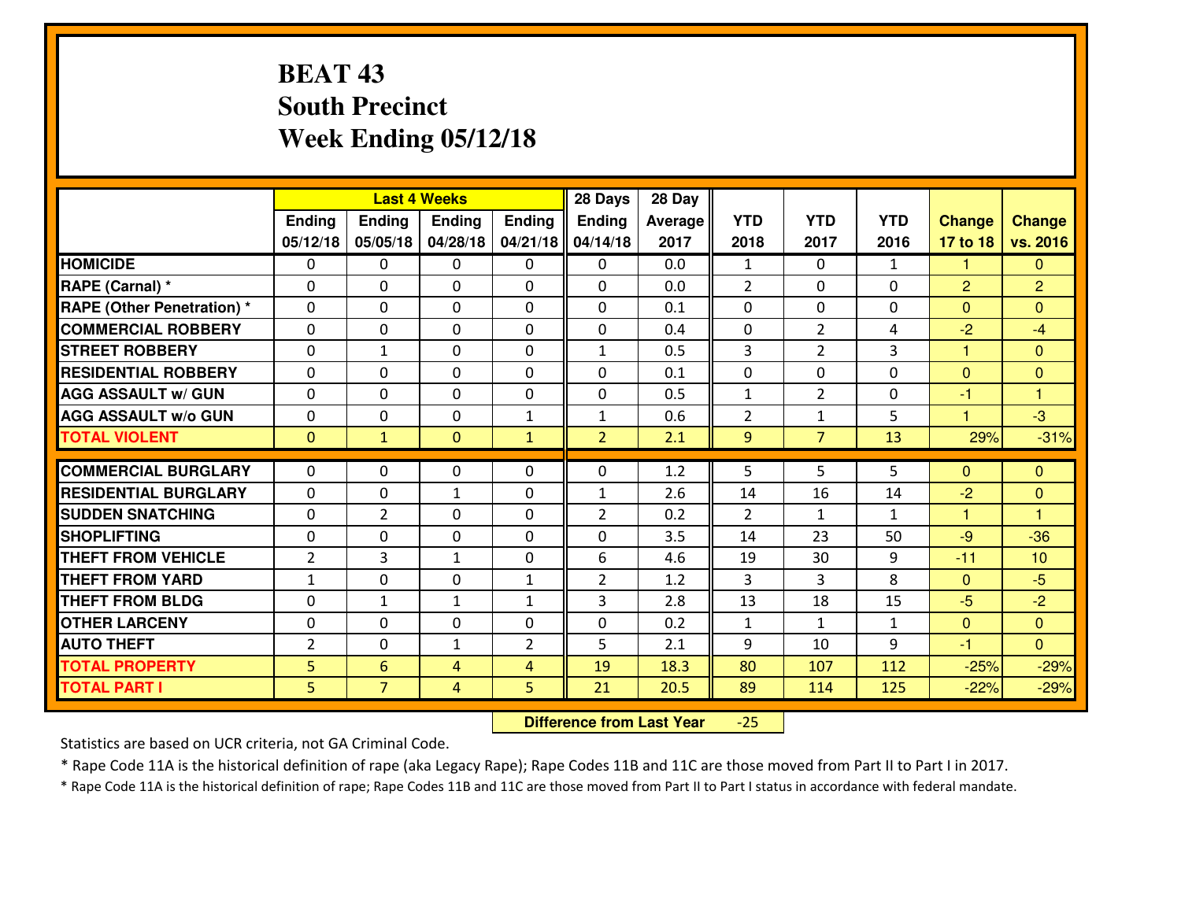# BEAT 43
# South Precinct
# Week Ending 05/12/18

| | Last 4 Weeks | | | | 28 Days | 28 Day | | | | | |
|---|---|---|---|---|---|---|---|---|---|---|---|
| | Ending 05/12/18 | Ending 05/05/18 | Ending 04/28/18 | Ending 04/21/18 | Ending 04/14/18 | Average 2017 | YTD 2018 | YTD 2017 | YTD 2016 | Change 17 to 18 | Change vs. 2016 |
| HOMICIDE | 0 | 0 | 0 | 0 | 0 | 0.0 | 1 | 0 | 1 | 1 | 0 |
| RAPE (Carnal) * | 0 | 0 | 0 | 0 | 0 | 0.0 | 2 | 0 | 0 | 2 | 2 |
| RAPE (Other Penetration) * | 0 | 0 | 0 | 0 | 0 | 0.1 | 0 | 0 | 0 | 0 | 0 |
| COMMERCIAL ROBBERY | 0 | 0 | 0 | 0 | 0 | 0.4 | 0 | 2 | 4 | -2 | -4 |
| STREET ROBBERY | 0 | 1 | 0 | 0 | 1 | 0.5 | 3 | 2 | 3 | 1 | 0 |
| RESIDENTIAL ROBBERY | 0 | 0 | 0 | 0 | 0 | 0.1 | 0 | 0 | 0 | 0 | 0 |
| AGG ASSAULT w/ GUN | 0 | 0 | 0 | 0 | 0 | 0.5 | 1 | 2 | 0 | -1 | 1 |
| AGG ASSAULT w/o GUN | 0 | 0 | 0 | 1 | 1 | 0.6 | 2 | 1 | 5 | 1 | -3 |
| TOTAL VIOLENT | 0 | 1 | 0 | 1 | 2 | 2.1 | 9 | 7 | 13 | 29% | -31% |
| COMMERCIAL BURGLARY | 0 | 0 | 0 | 0 | 0 | 1.2 | 5 | 5 | 5 | 0 | 0 |
| RESIDENTIAL BURGLARY | 0 | 0 | 1 | 0 | 1 | 2.6 | 14 | 16 | 14 | -2 | 0 |
| SUDDEN SNATCHING | 0 | 2 | 0 | 0 | 2 | 0.2 | 2 | 1 | 1 | 1 | 1 |
| SHOPLIFTING | 0 | 0 | 0 | 0 | 0 | 3.5 | 14 | 23 | 50 | -9 | -36 |
| THEFT FROM VEHICLE | 2 | 3 | 1 | 0 | 6 | 4.6 | 19 | 30 | 9 | -11 | 10 |
| THEFT FROM YARD | 1 | 0 | 0 | 1 | 2 | 1.2 | 3 | 3 | 8 | 0 | -5 |
| THEFT FROM BLDG | 0 | 1 | 1 | 1 | 3 | 2.8 | 13 | 18 | 15 | -5 | -2 |
| OTHER LARCENY | 0 | 0 | 0 | 0 | 0 | 0.2 | 1 | 1 | 1 | 0 | 0 |
| AUTO THEFT | 2 | 0 | 1 | 2 | 5 | 2.1 | 9 | 10 | 9 | -1 | 0 |
| TOTAL PROPERTY | 5 | 6 | 4 | 4 | 19 | 18.3 | 80 | 107 | 112 | -25% | -29% |
| TOTAL PART I | 5 | 7 | 4 | 5 | 21 | 20.5 | 89 | 114 | 125 | -22% | -29% |

**Difference from Last Year** -25

Statistics are based on UCR criteria, not GA Criminal Code.

* Rape Code 11A is the historical definition of rape (aka Legacy Rape); Rape Codes 11B and 11C are those moved from Part II to Part I in 2017.

* Rape Code 11A is the historical definition of rape; Rape Codes 11B and 11C are those moved from Part II to Part I status in accordance with federal mandate.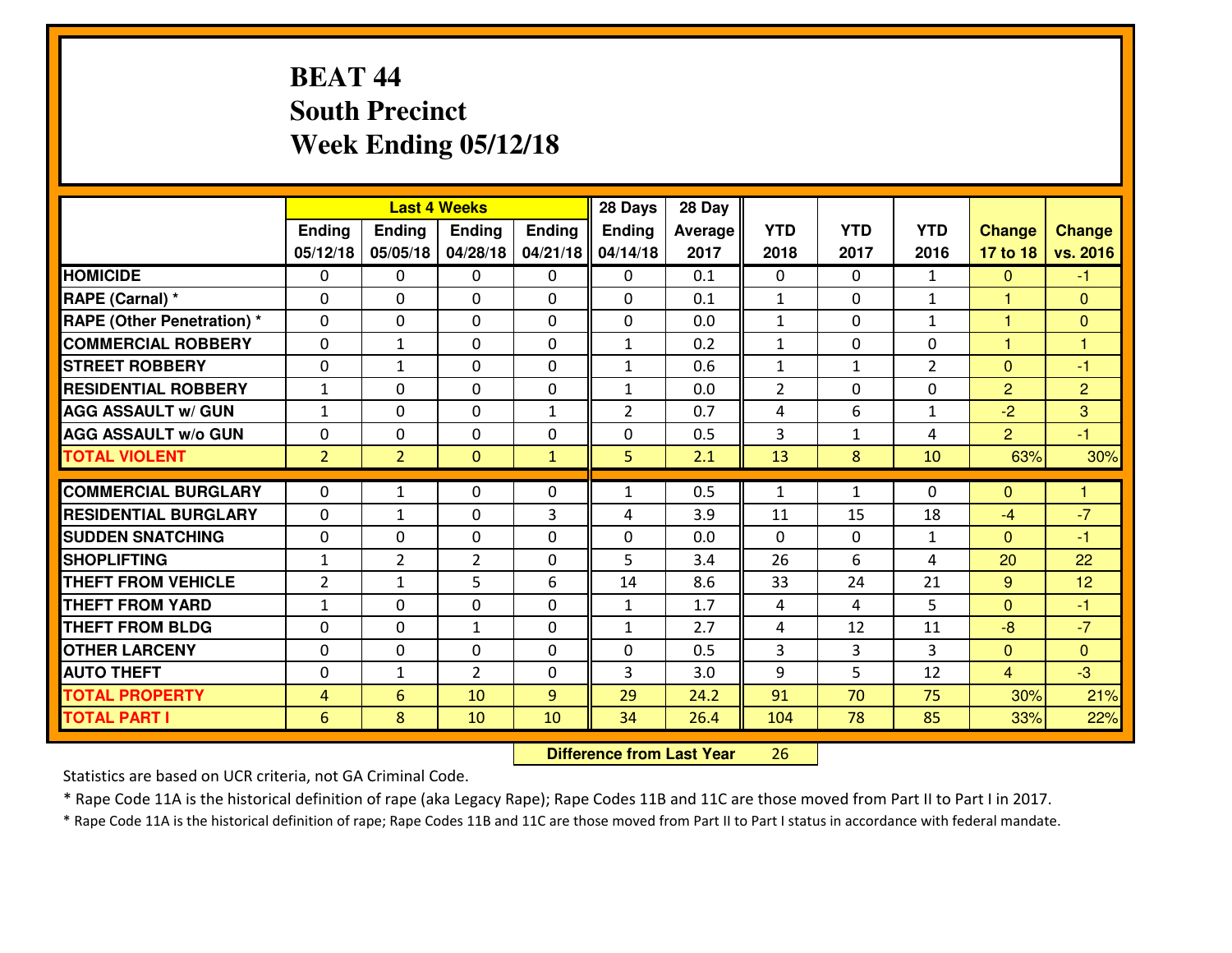# BEAT 44
# South Precinct
# Week Ending 05/12/18

| | Last 4 Weeks | | | | 28 Days | 28 Day | | | | | |
|---|---|---|---|---|---|---|---|---|---|---|---|
| | Ending 05/12/18 | Ending 05/05/18 | Ending 04/28/18 | Ending 04/21/18 | Ending 04/14/18 | Average 2017 | YTD 2018 | YTD 2017 | YTD 2016 | Change 17 to 18 | Change vs. 2016 |
| HOMICIDE | 0 | 0 | 0 | 0 | 0 | 0.1 | 0 | 0 | 1 | 0 | -1 |
| RAPE (Carnal) * | 0 | 0 | 0 | 0 | 0 | 0.1 | 1 | 0 | 1 | 1 | 0 |
| RAPE (Other Penetration) * | 0 | 0 | 0 | 0 | 0 | 0.0 | 1 | 0 | 1 | 1 | 0 |
| COMMERCIAL ROBBERY | 0 | 1 | 0 | 0 | 1 | 0.2 | 1 | 0 | 0 | 1 | 1 |
| STREET ROBBERY | 0 | 1 | 0 | 0 | 1 | 0.6 | 1 | 1 | 2 | 0 | -1 |
| RESIDENTIAL ROBBERY | 1 | 0 | 0 | 0 | 1 | 0.0 | 2 | 0 | 0 | 2 | 2 |
| AGG ASSAULT w/ GUN | 1 | 0 | 0 | 1 | 2 | 0.7 | 4 | 6 | 1 | -2 | 3 |
| AGG ASSAULT w/o GUN | 0 | 0 | 0 | 0 | 0 | 0.5 | 3 | 1 | 4 | 2 | -1 |
| TOTAL VIOLENT | 2 | 2 | 0 | 1 | 5 | 2.1 | 13 | 8 | 10 | 63% | 30% |
| COMMERCIAL BURGLARY | 0 | 1 | 0 | 0 | 1 | 0.5 | 1 | 1 | 0 | 0 | 1 |
| RESIDENTIAL BURGLARY | 0 | 1 | 0 | 3 | 4 | 3.9 | 11 | 15 | 18 | -4 | -7 |
| SUDDEN SNATCHING | 0 | 0 | 0 | 0 | 0 | 0.0 | 0 | 0 | 1 | 0 | -1 |
| SHOPLIFTING | 1 | 2 | 2 | 0 | 5 | 3.4 | 26 | 6 | 4 | 20 | 22 |
| THEFT FROM VEHICLE | 2 | 1 | 5 | 6 | 14 | 8.6 | 33 | 24 | 21 | 9 | 12 |
| THEFT FROM YARD | 1 | 0 | 0 | 0 | 1 | 1.7 | 4 | 4 | 5 | 0 | -1 |
| THEFT FROM BLDG | 0 | 0 | 1 | 0 | 1 | 2.7 | 4 | 12 | 11 | -8 | -7 |
| OTHER LARCENY | 0 | 0 | 0 | 0 | 0 | 0.5 | 3 | 3 | 3 | 0 | 0 |
| AUTO THEFT | 0 | 1 | 2 | 0 | 3 | 3.0 | 9 | 5 | 12 | 4 | -3 |
| TOTAL PROPERTY | 4 | 6 | 10 | 9 | 29 | 24.2 | 91 | 70 | 75 | 30% | 21% |
| TOTAL PART I | 6 | 8 | 10 | 10 | 34 | 26.4 | 104 | 78 | 85 | 33% | 22% |

**Difference from Last Year** 26

Statistics are based on UCR criteria, not GA Criminal Code.

* Rape Code 11A is the historical definition of rape (aka Legacy Rape); Rape Codes 11B and 11C are those moved from Part II to Part I in 2017.

* Rape Code 11A is the historical definition of rape; Rape Codes 11B and 11C are those moved from Part II to Part I status in accordance with federal mandate.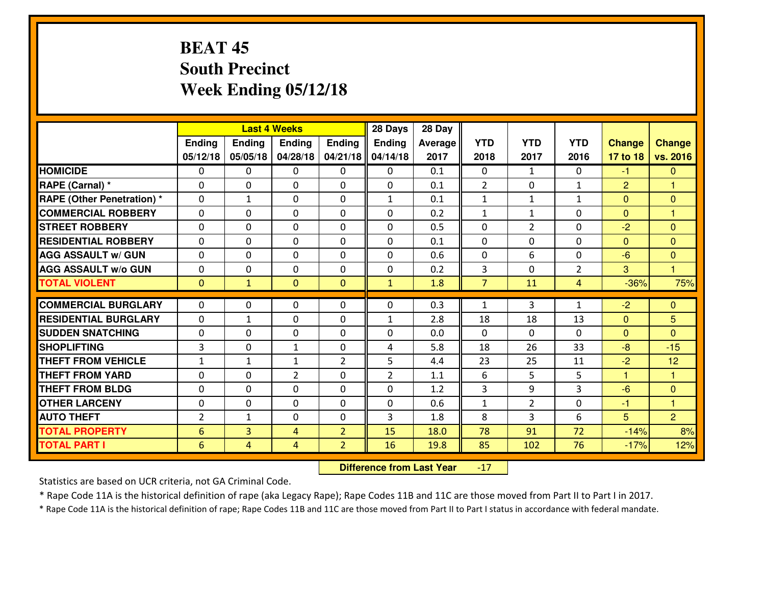# BEAT 45
## South Precinct
## Week Ending 05/12/18

| | Last 4 Weeks | | | | 28 Days | 28 Day | | | | | |
|---|---|---|---|---|---|---|---|---|---|---|---|
| | Ending 05/12/18 | Ending 05/05/18 | Ending 04/28/18 | Ending 04/21/18 | Ending 04/14/18 | Average 2017 | YTD 2018 | YTD 2017 | YTD 2016 | Change 17 to 18 | Change vs. 2016 |
| **HOMICIDE** | 0 | 0 | 0 | 0 | 0 | 0.1 | 0 | 1 | 0 | -1 | 0 |
| **RAPE (Carnal) *** | 0 | 0 | 0 | 0 | 0 | 0.1 | 2 | 0 | 1 | 2 | 1 |
| **RAPE (Other Penetration) *** | 0 | 1 | 0 | 0 | 1 | 0.1 | 1 | 1 | 1 | 0 | 0 |
| **COMMERCIAL ROBBERY** | 0 | 0 | 0 | 0 | 0 | 0.2 | 1 | 1 | 0 | 0 | 1 |
| **STREET ROBBERY** | 0 | 0 | 0 | 0 | 0 | 0.5 | 0 | 2 | 0 | -2 | 0 |
| **RESIDENTIAL ROBBERY** | 0 | 0 | 0 | 0 | 0 | 0.1 | 0 | 0 | 0 | 0 | 0 |
| **AGG ASSAULT w/ GUN** | 0 | 0 | 0 | 0 | 0 | 0.6 | 0 | 6 | 0 | -6 | 0 |
| **AGG ASSAULT w/o GUN** | 0 | 0 | 0 | 0 | 0 | 0.2 | 3 | 0 | 2 | 3 | 1 |
| **TOTAL VIOLENT** | 0 | 1 | 0 | 0 | 1 | 1.8 | 7 | 11 | 4 | -36% | 75% |
| **COMMERCIAL BURGLARY** | 0 | 0 | 0 | 0 | 0 | 0.3 | 1 | 3 | 1 | -2 | 0 |
| **RESIDENTIAL BURGLARY** | 0 | 1 | 0 | 0 | 1 | 2.8 | 18 | 18 | 13 | 0 | 5 |
| **SUDDEN SNATCHING** | 0 | 0 | 0 | 0 | 0 | 0.0 | 0 | 0 | 0 | 0 | 0 |
| **SHOPLIFTING** | 3 | 0 | 1 | 0 | 4 | 5.8 | 18 | 26 | 33 | -8 | -15 |
| **THEFT FROM VEHICLE** | 1 | 1 | 1 | 2 | 5 | 4.4 | 23 | 25 | 11 | -2 | 12 |
| **THEFT FROM YARD** | 0 | 0 | 2 | 0 | 2 | 1.1 | 6 | 5 | 5 | 1 | 1 |
| **THEFT FROM BLDG** | 0 | 0 | 0 | 0 | 0 | 1.2 | 3 | 9 | 3 | -6 | 0 |
| **OTHER LARCENY** | 0 | 0 | 0 | 0 | 0 | 0.6 | 1 | 2 | 0 | -1 | 1 |
| **AUTO THEFT** | 2 | 1 | 0 | 0 | 3 | 1.8 | 8 | 3 | 6 | 5 | 2 |
| **TOTAL PROPERTY** | 6 | 3 | 4 | 2 | 15 | 18.0 | 78 | 91 | 72 | -14% | 8% |
| **TOTAL PART I** | 6 | 4 | 4 | 2 | 16 | 19.8 | 85 | 102 | 76 | -17% | 12% |

**Difference from Last Year** -17

Statistics are based on UCR criteria, not GA Criminal Code.

* Rape Code 11A is the historical definition of rape (aka Legacy Rape); Rape Codes 11B and 11C are those moved from Part II to Part I in 2017.

* Rape Code 11A is the historical definition of rape; Rape Codes 11B and 11C are those moved from Part II to Part I status in accordance with federal mandate.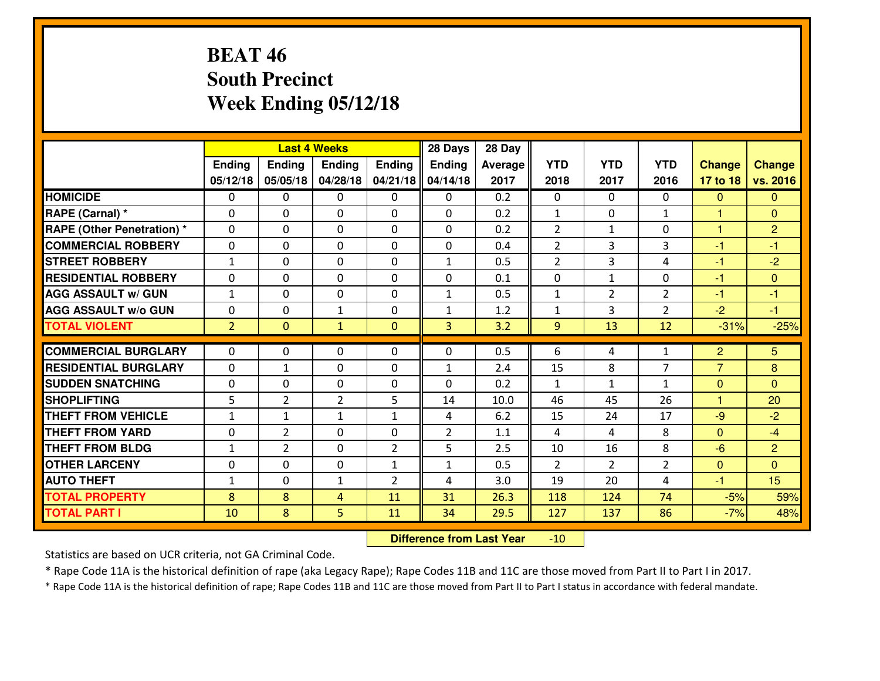# BEAT 46
## South Precinct
## Week Ending 05/12/18

| | Last 4 Weeks | | | | 28 Days | 28 Day | | | | | |
|---|---|---|---|---|---|---|---|---|---|---|---|
| | Ending 05/12/18 | Ending 05/05/18 | Ending 04/28/18 | Ending 04/21/18 | Ending 04/14/18 | Average 2017 | YTD 2018 | YTD 2017 | YTD 2016 | Change 17 to 18 | Change vs. 2016 |
| **HOMICIDE** | 0 | 0 | 0 | 0 | 0 | 0.2 | 0 | 0 | 0 | 0 | 0 |
| **RAPE (Carnal) *** | 0 | 0 | 0 | 0 | 0 | 0.2 | 1 | 0 | 1 | 1 | 0 |
| **RAPE (Other Penetration) *** | 0 | 0 | 0 | 0 | 0 | 0.2 | 2 | 1 | 0 | 1 | 2 |
| **COMMERCIAL ROBBERY** | 0 | 0 | 0 | 0 | 0 | 0.4 | 2 | 3 | 3 | -1 | -1 |
| **STREET ROBBERY** | 1 | 0 | 0 | 0 | 1 | 0.5 | 2 | 3 | 4 | -1 | -2 |
| **RESIDENTIAL ROBBERY** | 0 | 0 | 0 | 0 | 0 | 0.1 | 0 | 1 | 0 | -1 | 0 |
| **AGG ASSAULT w/ GUN** | 1 | 0 | 0 | 0 | 1 | 0.5 | 1 | 2 | 2 | -1 | -1 |
| **AGG ASSAULT w/o GUN** | 0 | 0 | 1 | 0 | 1 | 1.2 | 1 | 3 | 2 | -2 | -1 |
| **TOTAL VIOLENT** | 2 | 0 | 1 | 0 | 3 | 3.2 | 9 | 13 | 12 | -31% | -25% |
| **COMMERCIAL BURGLARY** | 0 | 0 | 0 | 0 | 0 | 0.5 | 6 | 4 | 1 | 2 | 5 |
| **RESIDENTIAL BURGLARY** | 0 | 1 | 0 | 0 | 1 | 2.4 | 15 | 8 | 7 | 7 | 8 |
| **SUDDEN SNATCHING** | 0 | 0 | 0 | 0 | 0 | 0.2 | 1 | 1 | 1 | 0 | 0 |
| **SHOPLIFTING** | 5 | 2 | 2 | 5 | 14 | 10.0 | 46 | 45 | 26 | 1 | 20 |
| **THEFT FROM VEHICLE** | 1 | 1 | 1 | 1 | 4 | 6.2 | 15 | 24 | 17 | -9 | -2 |
| **THEFT FROM YARD** | 0 | 2 | 0 | 0 | 2 | 1.1 | 4 | 4 | 8 | 0 | -4 |
| **THEFT FROM BLDG** | 1 | 2 | 0 | 2 | 5 | 2.5 | 10 | 16 | 8 | -6 | 2 |
| **OTHER LARCENY** | 0 | 0 | 0 | 1 | 1 | 0.5 | 2 | 2 | 2 | 0 | 0 |
| **AUTO THEFT** | 1 | 0 | 1 | 2 | 4 | 3.0 | 19 | 20 | 4 | -1 | 15 |
| **TOTAL PROPERTY** | 8 | 8 | 4 | 11 | 31 | 26.3 | 118 | 124 | 74 | -5% | 59% |
| **TOTAL PART I** | 10 | 8 | 5 | 11 | 34 | 29.5 | 127 | 137 | 86 | -7% | 48% |

**Difference from Last Year** -10

Statistics are based on UCR criteria, not GA Criminal Code.

* Rape Code 11A is the historical definition of rape (aka Legacy Rape); Rape Codes 11B and 11C are those moved from Part II to Part I in 2017.

* Rape Code 11A is the historical definition of rape; Rape Codes 11B and 11C are those moved from Part II to Part I status in accordance with federal mandate.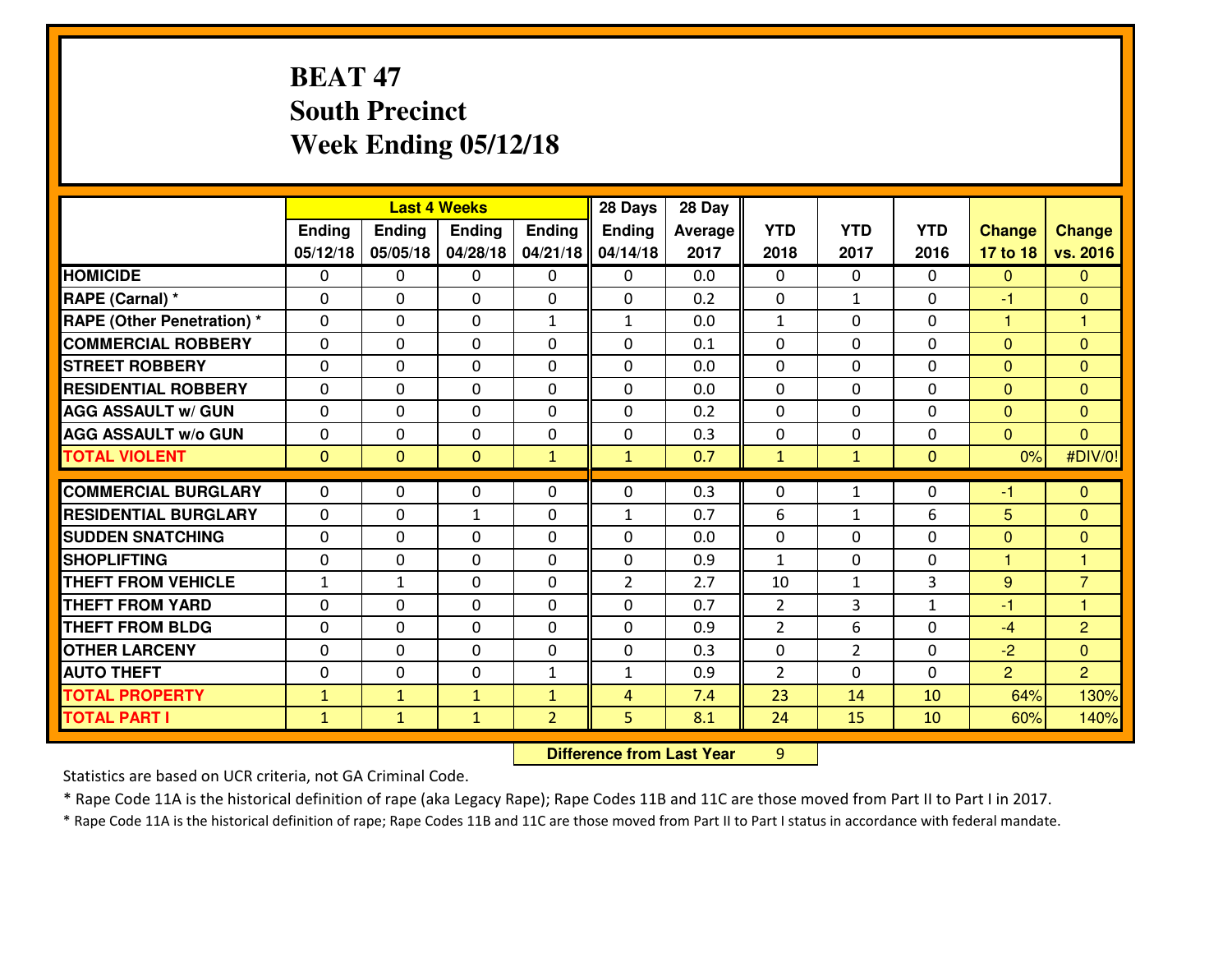# BEAT 47
## South Precinct
## Week Ending 05/12/18

| | Last 4 Weeks | | | | 28 Days | 28 Day | | | | | |
|---|---|---|---|---|---|---|---|---|---|---|---|
| | Ending 05/12/18 | Ending 05/05/18 | Ending 04/28/18 | Ending 04/21/18 | Ending 04/14/18 | Average 2017 | YTD 2018 | YTD 2017 | YTD 2016 | Change 17 to 18 | Change vs. 2016 |
| HOMICIDE | 0 | 0 | 0 | 0 | 0 | 0.0 | 0 | 0 | 0 | 0 | 0 |
| RAPE (Carnal) * | 0 | 0 | 0 | 0 | 0 | 0.2 | 0 | 1 | 0 | -1 | 0 |
| RAPE (Other Penetration) * | 0 | 0 | 0 | 1 | 1 | 0.0 | 1 | 0 | 0 | 1 | 1 |
| COMMERCIAL ROBBERY | 0 | 0 | 0 | 0 | 0 | 0.1 | 0 | 0 | 0 | 0 | 0 |
| STREET ROBBERY | 0 | 0 | 0 | 0 | 0 | 0.0 | 0 | 0 | 0 | 0 | 0 |
| RESIDENTIAL ROBBERY | 0 | 0 | 0 | 0 | 0 | 0.0 | 0 | 0 | 0 | 0 | 0 |
| AGG ASSAULT w/ GUN | 0 | 0 | 0 | 0 | 0 | 0.2 | 0 | 0 | 0 | 0 | 0 |
| AGG ASSAULT w/o GUN | 0 | 0 | 0 | 0 | 0 | 0.3 | 0 | 0 | 0 | 0 | 0 |
| TOTAL VIOLENT | 0 | 0 | 0 | 1 | 1 | 0.7 | 1 | 1 | 0 | 0% | #DIV/0! |
| COMMERCIAL BURGLARY | 0 | 0 | 0 | 0 | 0 | 0.3 | 0 | 1 | 0 | -1 | 0 |
| RESIDENTIAL BURGLARY | 0 | 0 | 1 | 0 | 1 | 0.7 | 6 | 1 | 6 | 5 | 0 |
| SUDDEN SNATCHING | 0 | 0 | 0 | 0 | 0 | 0.0 | 0 | 0 | 0 | 0 | 0 |
| SHOPLIFTING | 0 | 0 | 0 | 0 | 0 | 0.9 | 1 | 0 | 0 | 1 | 1 |
| THEFT FROM VEHICLE | 1 | 1 | 0 | 0 | 2 | 2.7 | 10 | 1 | 3 | 9 | 7 |
| THEFT FROM YARD | 0 | 0 | 0 | 0 | 0 | 0.7 | 2 | 3 | 1 | -1 | 1 |
| THEFT FROM BLDG | 0 | 0 | 0 | 0 | 0 | 0.9 | 2 | 6 | 0 | -4 | 2 |
| OTHER LARCENY | 0 | 0 | 0 | 0 | 0 | 0.3 | 0 | 2 | 0 | -2 | 0 |
| AUTO THEFT | 0 | 0 | 0 | 1 | 1 | 0.9 | 2 | 0 | 0 | 2 | 2 |
| TOTAL PROPERTY | 1 | 1 | 1 | 1 | 4 | 7.4 | 23 | 14 | 10 | 64% | 130% |
| TOTAL PART I | 1 | 1 | 1 | 2 | 5 | 8.1 | 24 | 15 | 10 | 60% | 140% |

**Difference from Last Year** 9

Statistics are based on UCR criteria, not GA Criminal Code.

* Rape Code 11A is the historical definition of rape (aka Legacy Rape); Rape Codes 11B and 11C are those moved from Part II to Part I in 2017.

* Rape Code 11A is the historical definition of rape; Rape Codes 11B and 11C are those moved from Part II to Part I status in accordance with federal mandate.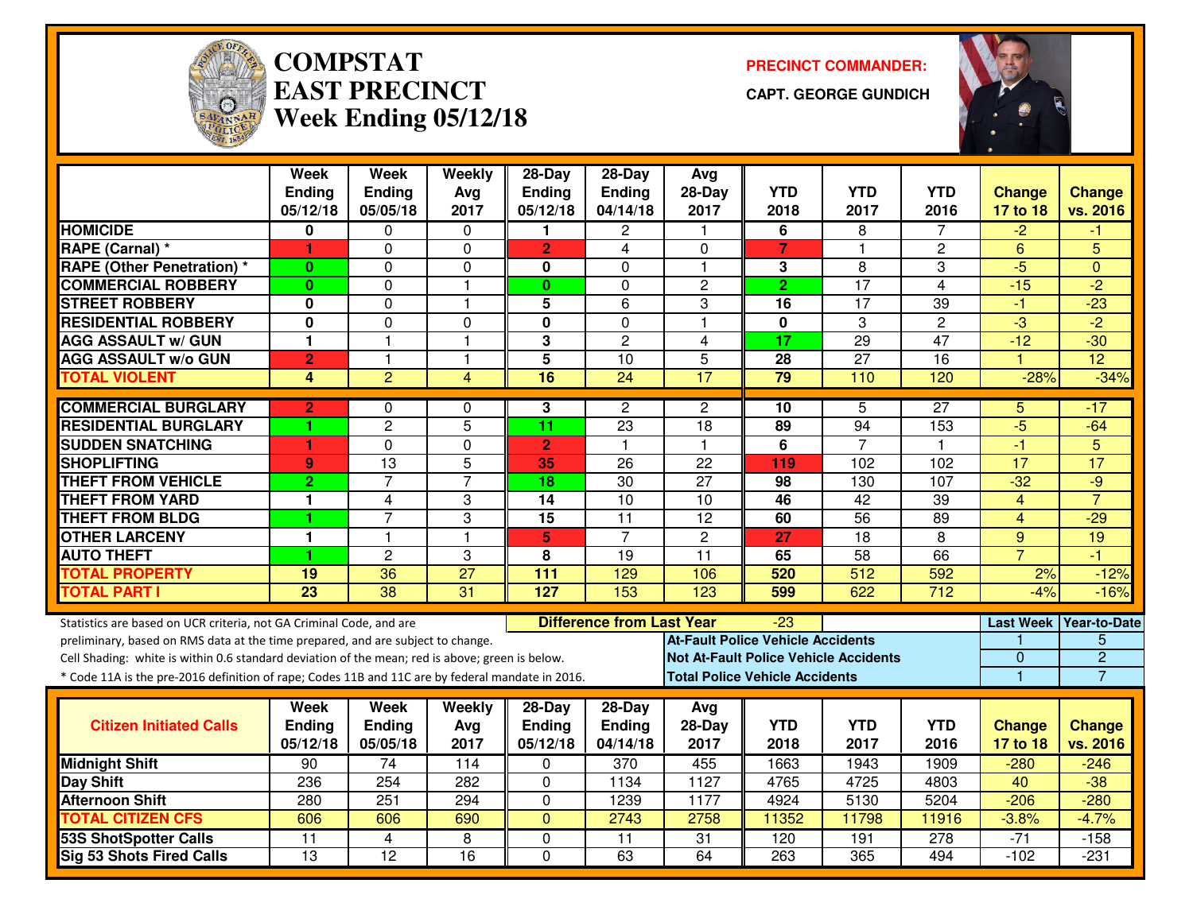# COMPSTAT
# EAST PRECINCT
# Week Ending 05/12/18

**PRECINCT COMMANDER:**

**CAPT. GEORGE GUNDICH**

| | Week Ending 05/12/18 | Week Ending 05/05/18 | Weekly Avg 2017 | 28-Day Ending 05/12/18 | 28-Day Ending 04/14/18 | Avg 28-Day 2017 | YTD 2018 | YTD 2017 | YTD 2016 | Change 17 to 18 | Change vs. 2016 |
|---|---|---|---|---|---|---|---|---|---|---|---|
| HOMICIDE | 0 | 0 | 0 | 1 | 2 | 1 | 6 | 8 | 7 | -2 | -1 |
| RAPE (Carnal) * | 1 | 0 | 0 | 2 | 4 | 0 | 7 | 1 | 2 | 6 | 5 |
| RAPE (Other Penetration) * | 0 | 0 | 0 | 0 | 0 | 1 | 3 | 8 | 3 | -5 | 0 |
| COMMERCIAL ROBBERY | 0 | 0 | 1 | 0 | 0 | 2 | 2 | 17 | 4 | -15 | -2 |
| STREET ROBBERY | 0 | 0 | 1 | 5 | 6 | 3 | 16 | 17 | 39 | -1 | -23 |
| RESIDENTIAL ROBBERY | 0 | 0 | 0 | 0 | 0 | 1 | 0 | 3 | 2 | -3 | -2 |
| AGG ASSAULT w/ GUN | 1 | 1 | 1 | 3 | 2 | 4 | 17 | 29 | 47 | -12 | -30 |
| AGG ASSAULT w/o GUN | 2 | 1 | 1 | 5 | 10 | 5 | 28 | 27 | 16 | 1 | 12 |
| TOTAL VIOLENT | 4 | 2 | 4 | 16 | 24 | 17 | 79 | 110 | 120 | -28% | -34% |
| COMMERCIAL BURGLARY | 2 | 0 | 0 | 3 | 2 | 2 | 10 | 5 | 27 | 5 | -17 |
| RESIDENTIAL BURGLARY | 1 | 2 | 5 | 11 | 23 | 18 | 89 | 94 | 153 | -5 | -64 |
| SUDDEN SNATCHING | 1 | 0 | 0 | 2 | 1 | 1 | 6 | 7 | 1 | -1 | 5 |
| SHOPLIFTING | 9 | 13 | 5 | 35 | 26 | 22 | 119 | 102 | 102 | 17 | 17 |
| THEFT FROM VEHICLE | 2 | 7 | 7 | 18 | 30 | 27 | 98 | 130 | 107 | -32 | -9 |
| THEFT FROM YARD | 1 | 4 | 3 | 14 | 10 | 10 | 46 | 42 | 39 | 4 | 7 |
| THEFT FROM BLDG | 1 | 7 | 3 | 15 | 11 | 12 | 60 | 56 | 89 | 4 | -29 |
| OTHER LARCENY | 1 | 1 | 1 | 5 | 7 | 2 | 27 | 18 | 8 | 9 | 19 |
| AUTO THEFT | 1 | 2 | 3 | 8 | 19 | 11 | 65 | 58 | 66 | 7 | -1 |
| TOTAL PROPERTY | 19 | 36 | 27 | 111 | 129 | 106 | 520 | 512 | 592 | 2% | -12% |
| TOTAL PART I | 23 | 38 | 31 | 127 | 153 | 123 | 599 | 622 | 712 | -4% | -16% |

Statistics are based on UCR criteria, not GA Criminal Code, and are preliminary, based on RMS data at the time prepared, and are subject to change.

Cell Shading: white is within 0.6 standard deviation of the mean; red is above; green is below.

* Code 11A is the pre-2016 definition of rape; Codes 11B and 11C are by federal mandate in 2016.

**Difference from Last Year:** -23

| | Last Week | Year-to-Date |
|---|---|---|
| At-Fault Police Vehicle Accidents | 1 | 5 |
| Not At-Fault Police Vehicle Accidents | 0 | 2 |
| Total Police Vehicle Accidents | 1 | 7 |

| Citizen Initiated Calls | Week Ending 05/12/18 | Week Ending 05/05/18 | Weekly Avg 2017 | 28-Day Ending 05/12/18 | 28-Day Ending 04/14/18 | Avg 28-Day 2017 | YTD 2018 | YTD 2017 | YTD 2016 | Change 17 to 18 | Change vs. 2016 |
|---|---|---|---|---|---|---|---|---|---|---|---|
| Midnight Shift | 90 | 74 | 114 | 0 | 370 | 455 | 1663 | 1943 | 1909 | -280 | -246 |
| Day Shift | 236 | 254 | 282 | 0 | 1134 | 1127 | 4765 | 4725 | 4803 | 40 | -38 |
| Afternoon Shift | 280 | 251 | 294 | 0 | 1239 | 1177 | 4924 | 5130 | 5204 | -206 | -280 |
| TOTAL CITIZEN CFS | 606 | 606 | 690 | 0 | 2743 | 2758 | 11352 | 11798 | 11916 | -3.8% | -4.7% |
| 53S ShotSpotter Calls | 11 | 4 | 8 | 0 | 11 | 31 | 120 | 191 | 278 | -71 | -158 |
| Sig 53 Shots Fired Calls | 13 | 12 | 16 | 0 | 63 | 64 | 263 | 365 | 494 | -102 | -231 |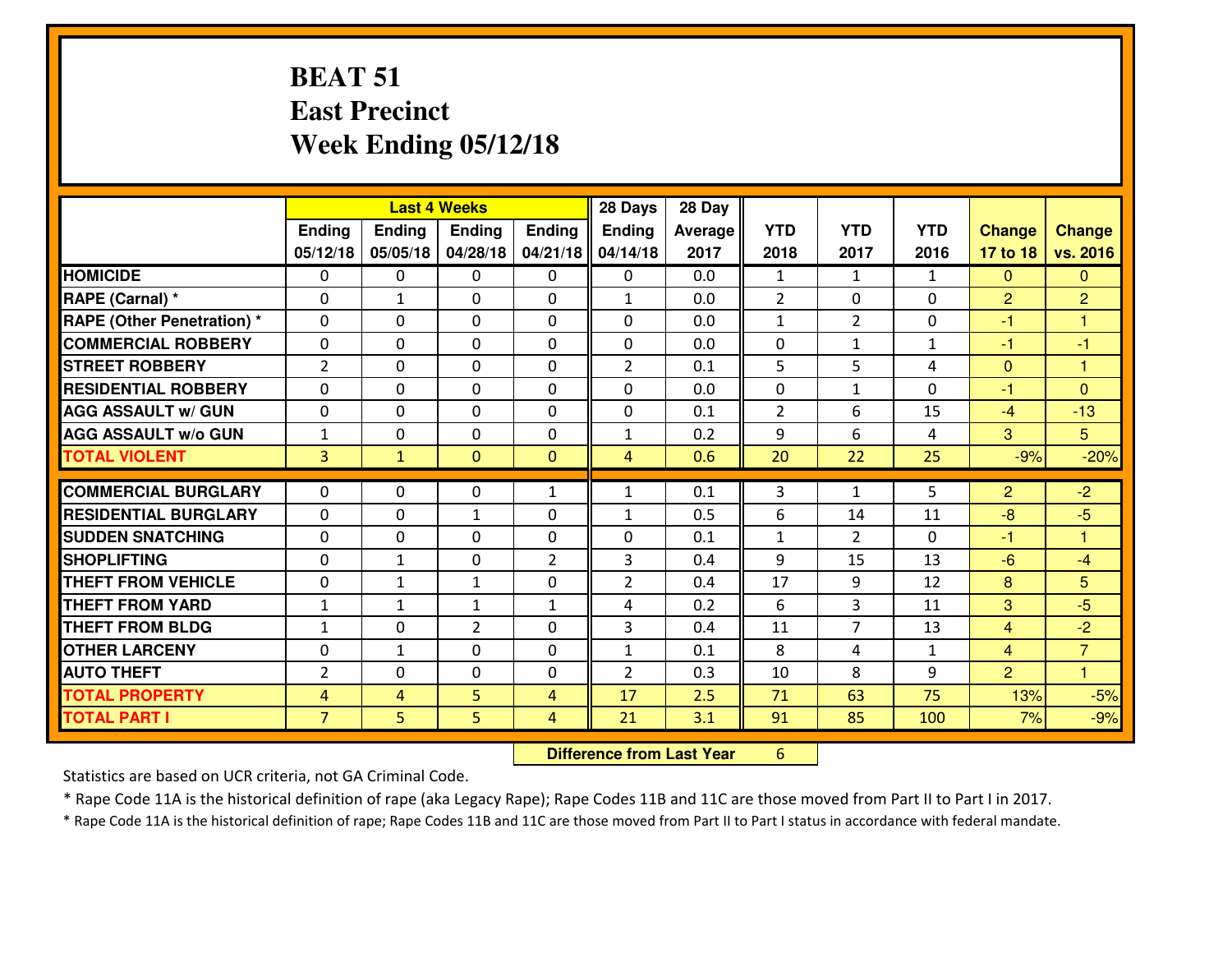# BEAT 51
# East Precinct
# Week Ending 05/12/18

| | Last 4 Weeks | | | | 28 Days | 28 Day | | | | | |
|---|---|---|---|---|---|---|---|---|---|---|---|
| | Ending 05/12/18 | Ending 05/05/18 | Ending 04/28/18 | Ending 04/21/18 | Ending 04/14/18 | Average 2017 | YTD 2018 | YTD 2017 | YTD 2016 | Change 17 to 18 | Change vs. 2016 |
| HOMICIDE | 0 | 0 | 0 | 0 | 0 | 0.0 | 1 | 1 | 1 | 0 | 0 |
| RAPE (Carnal) * | 0 | 1 | 0 | 0 | 1 | 0.0 | 2 | 0 | 0 | 2 | 2 |
| RAPE (Other Penetration) * | 0 | 0 | 0 | 0 | 0 | 0.0 | 1 | 2 | 0 | -1 | 1 |
| COMMERCIAL ROBBERY | 0 | 0 | 0 | 0 | 0 | 0.0 | 0 | 1 | 1 | -1 | -1 |
| STREET ROBBERY | 2 | 0 | 0 | 0 | 2 | 0.1 | 5 | 5 | 4 | 0 | 1 |
| RESIDENTIAL ROBBERY | 0 | 0 | 0 | 0 | 0 | 0.0 | 0 | 1 | 0 | -1 | 0 |
| AGG ASSAULT w/ GUN | 0 | 0 | 0 | 0 | 0 | 0.1 | 2 | 6 | 15 | -4 | -13 |
| AGG ASSAULT w/o GUN | 1 | 0 | 0 | 0 | 1 | 0.2 | 9 | 6 | 4 | 3 | 5 |
| TOTAL VIOLENT | 3 | 1 | 0 | 0 | 4 | 0.6 | 20 | 22 | 25 | -9% | -20% |
| COMMERCIAL BURGLARY | 0 | 0 | 0 | 1 | 1 | 0.1 | 3 | 1 | 5 | 2 | -2 |
| RESIDENTIAL BURGLARY | 0 | 0 | 1 | 0 | 1 | 0.5 | 6 | 14 | 11 | -8 | -5 |
| SUDDEN SNATCHING | 0 | 0 | 0 | 0 | 0 | 0.1 | 1 | 2 | 0 | -1 | 1 |
| SHOPLIFTING | 0 | 1 | 0 | 2 | 3 | 0.4 | 9 | 15 | 13 | -6 | -4 |
| THEFT FROM VEHICLE | 0 | 1 | 1 | 0 | 2 | 0.4 | 17 | 9 | 12 | 8 | 5 |
| THEFT FROM YARD | 1 | 1 | 1 | 1 | 4 | 0.2 | 6 | 3 | 11 | 3 | -5 |
| THEFT FROM BLDG | 1 | 0 | 2 | 0 | 3 | 0.4 | 11 | 7 | 13 | 4 | -2 |
| OTHER LARCENY | 0 | 1 | 0 | 0 | 1 | 0.1 | 8 | 4 | 1 | 4 | 7 |
| AUTO THEFT | 2 | 0 | 0 | 0 | 2 | 0.3 | 10 | 8 | 9 | 2 | 1 |
| TOTAL PROPERTY | 4 | 4 | 5 | 4 | 17 | 2.5 | 71 | 63 | 75 | 13% | -5% |
| TOTAL PART I | 7 | 5 | 5 | 4 | 21 | 3.1 | 91 | 85 | 100 | 7% | -9% |

**Difference from Last Year** 6

Statistics are based on UCR criteria, not GA Criminal Code.

* Rape Code 11A is the historical definition of rape (aka Legacy Rape); Rape Codes 11B and 11C are those moved from Part II to Part I in 2017.

* Rape Code 11A is the historical definition of rape; Rape Codes 11B and 11C are those moved from Part II to Part I status in accordance with federal mandate.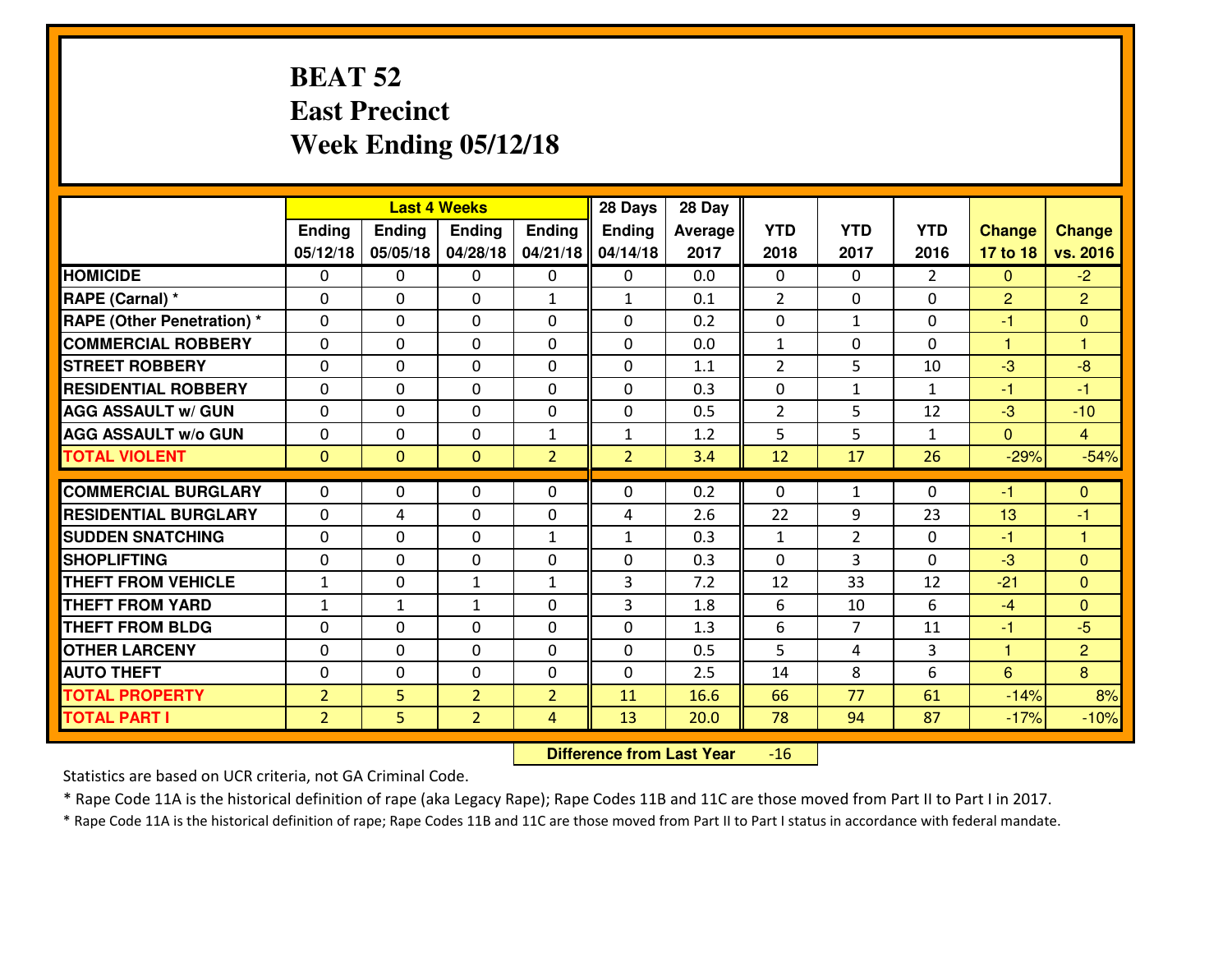# BEAT 52
## East Precinct
## Week Ending 05/12/18

| | Last 4 Weeks | | | | 28 Days | 28 Day | | | | | |
|---|---|---|---|---|---|---|---|---|---|---|---|
| | Ending 05/12/18 | Ending 05/05/18 | Ending 04/28/18 | Ending 04/21/18 | Ending 04/14/18 | Average 2017 | YTD 2018 | YTD 2017 | YTD 2016 | Change 17 to 18 | Change vs. 2016 |
| HOMICIDE | 0 | 0 | 0 | 0 | 0 | 0.0 | 0 | 0 | 2 | 0 | -2 |
| RAPE (Carnal) * | 0 | 0 | 0 | 1 | 1 | 0.1 | 2 | 0 | 0 | 2 | 2 |
| RAPE (Other Penetration) * | 0 | 0 | 0 | 0 | 0 | 0.2 | 0 | 1 | 0 | -1 | 0 |
| COMMERCIAL ROBBERY | 0 | 0 | 0 | 0 | 0 | 0.0 | 1 | 0 | 0 | 1 | 1 |
| STREET ROBBERY | 0 | 0 | 0 | 0 | 0 | 1.1 | 2 | 5 | 10 | -3 | -8 |
| RESIDENTIAL ROBBERY | 0 | 0 | 0 | 0 | 0 | 0.3 | 0 | 1 | 1 | -1 | -1 |
| AGG ASSAULT w/ GUN | 0 | 0 | 0 | 0 | 0 | 0.5 | 2 | 5 | 12 | -3 | -10 |
| AGG ASSAULT w/o GUN | 0 | 0 | 0 | 1 | 1 | 1.2 | 5 | 5 | 1 | 0 | 4 |
| TOTAL VIOLENT | 0 | 0 | 0 | 2 | 2 | 3.4 | 12 | 17 | 26 | -29% | -54% |
| COMMERCIAL BURGLARY | 0 | 0 | 0 | 0 | 0 | 0.2 | 0 | 1 | 0 | -1 | 0 |
| RESIDENTIAL BURGLARY | 0 | 4 | 0 | 0 | 4 | 2.6 | 22 | 9 | 23 | 13 | -1 |
| SUDDEN SNATCHING | 0 | 0 | 0 | 1 | 1 | 0.3 | 1 | 2 | 0 | -1 | 1 |
| SHOPLIFTING | 0 | 0 | 0 | 0 | 0 | 0.3 | 0 | 3 | 0 | -3 | 0 |
| THEFT FROM VEHICLE | 1 | 0 | 1 | 1 | 3 | 7.2 | 12 | 33 | 12 | -21 | 0 |
| THEFT FROM YARD | 1 | 1 | 1 | 0 | 3 | 1.8 | 6 | 10 | 6 | -4 | 0 |
| THEFT FROM BLDG | 0 | 0 | 0 | 0 | 0 | 1.3 | 6 | 7 | 11 | -1 | -5 |
| OTHER LARCENY | 0 | 0 | 0 | 0 | 0 | 0.5 | 5 | 4 | 3 | 1 | 2 |
| AUTO THEFT | 0 | 0 | 0 | 0 | 0 | 2.5 | 14 | 8 | 6 | 6 | 8 |
| TOTAL PROPERTY | 2 | 5 | 2 | 2 | 11 | 16.6 | 66 | 77 | 61 | -14% | 8% |
| TOTAL PART I | 2 | 5 | 2 | 4 | 13 | 20.0 | 78 | 94 | 87 | -17% | -10% |

**Difference from Last Year** -16

Statistics are based on UCR criteria, not GA Criminal Code.

* Rape Code 11A is the historical definition of rape (aka Legacy Rape); Rape Codes 11B and 11C are those moved from Part II to Part I in 2017.

* Rape Code 11A is the historical definition of rape; Rape Codes 11B and 11C are those moved from Part II to Part I status in accordance with federal mandate.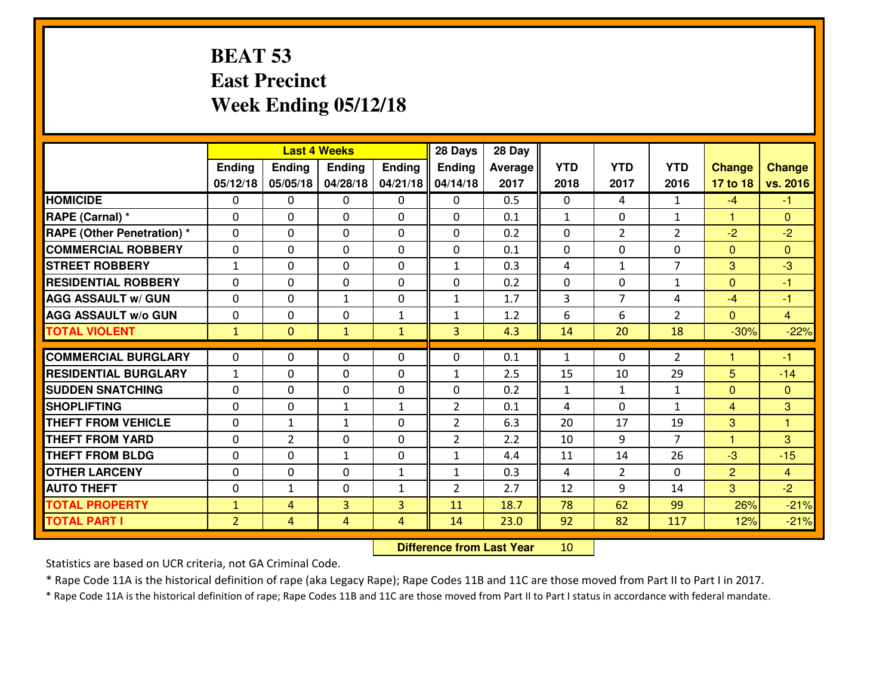# BEAT 53
# East Precinct
# Week Ending 05/12/18

| | Last 4 Weeks | | | | 28 Days | 28 Day | | | | | |
|---|---|---|---|---|---|---|---|---|---|---|---|
| | Ending 05/12/18 | Ending 05/05/18 | Ending 04/28/18 | Ending 04/21/18 | Ending 04/14/18 | Average 2017 | YTD 2018 | YTD 2017 | YTD 2016 | Change 17 to 18 | Change vs. 2016 |
| **HOMICIDE** | 0 | 0 | 0 | 0 | 0 | 0.5 | 0 | 4 | 1 | -4 | -1 |
| **RAPE (Carnal) *** | 0 | 0 | 0 | 0 | 0 | 0.1 | 1 | 0 | 1 | 1 | 0 |
| **RAPE (Other Penetration) *** | 0 | 0 | 0 | 0 | 0 | 0.2 | 0 | 2 | 2 | -2 | -2 |
| **COMMERCIAL ROBBERY** | 0 | 0 | 0 | 0 | 0 | 0.1 | 0 | 0 | 0 | 0 | 0 |
| **STREET ROBBERY** | 1 | 0 | 0 | 0 | 1 | 0.3 | 4 | 1 | 7 | 3 | -3 |
| **RESIDENTIAL ROBBERY** | 0 | 0 | 0 | 0 | 0 | 0.2 | 0 | 0 | 1 | 0 | -1 |
| **AGG ASSAULT w/ GUN** | 0 | 0 | 1 | 0 | 1 | 1.7 | 3 | 7 | 4 | -4 | -1 |
| **AGG ASSAULT w/o GUN** | 0 | 0 | 0 | 1 | 1 | 1.2 | 6 | 6 | 2 | 0 | 4 |
| **TOTAL VIOLENT** | 1 | 0 | 1 | 1 | 3 | 4.3 | 14 | 20 | 18 | -30% | -22% |
| **COMMERCIAL BURGLARY** | 0 | 0 | 0 | 0 | 0 | 0.1 | 1 | 0 | 2 | 1 | -1 |
| **RESIDENTIAL BURGLARY** | 1 | 0 | 0 | 0 | 1 | 2.5 | 15 | 10 | 29 | 5 | -14 |
| **SUDDEN SNATCHING** | 0 | 0 | 0 | 0 | 0 | 0.2 | 1 | 1 | 1 | 0 | 0 |
| **SHOPLIFTING** | 0 | 0 | 1 | 1 | 2 | 0.1 | 4 | 0 | 1 | 4 | 3 |
| **THEFT FROM VEHICLE** | 0 | 1 | 1 | 0 | 2 | 6.3 | 20 | 17 | 19 | 3 | 1 |
| **THEFT FROM YARD** | 0 | 2 | 0 | 0 | 2 | 2.2 | 10 | 9 | 7 | 1 | 3 |
| **THEFT FROM BLDG** | 0 | 0 | 1 | 0 | 1 | 4.4 | 11 | 14 | 26 | -3 | -15 |
| **OTHER LARCENY** | 0 | 0 | 0 | 1 | 1 | 0.3 | 4 | 2 | 0 | 2 | 4 |
| **AUTO THEFT** | 0 | 1 | 0 | 1 | 2 | 2.7 | 12 | 9 | 14 | 3 | -2 |
| **TOTAL PROPERTY** | 1 | 4 | 3 | 3 | 11 | 18.7 | 78 | 62 | 99 | 26% | -21% |
| **TOTAL PART I** | 2 | 4 | 4 | 4 | 14 | 23.0 | 92 | 82 | 117 | 12% | -21% |

**Difference from Last Year** 10

Statistics are based on UCR criteria, not GA Criminal Code.

* Rape Code 11A is the historical definition of rape (aka Legacy Rape); Rape Codes 11B and 11C are those moved from Part II to Part I in 2017.

* Rape Code 11A is the historical definition of rape; Rape Codes 11B and 11C are those moved from Part II to Part I status in accordance with federal mandate.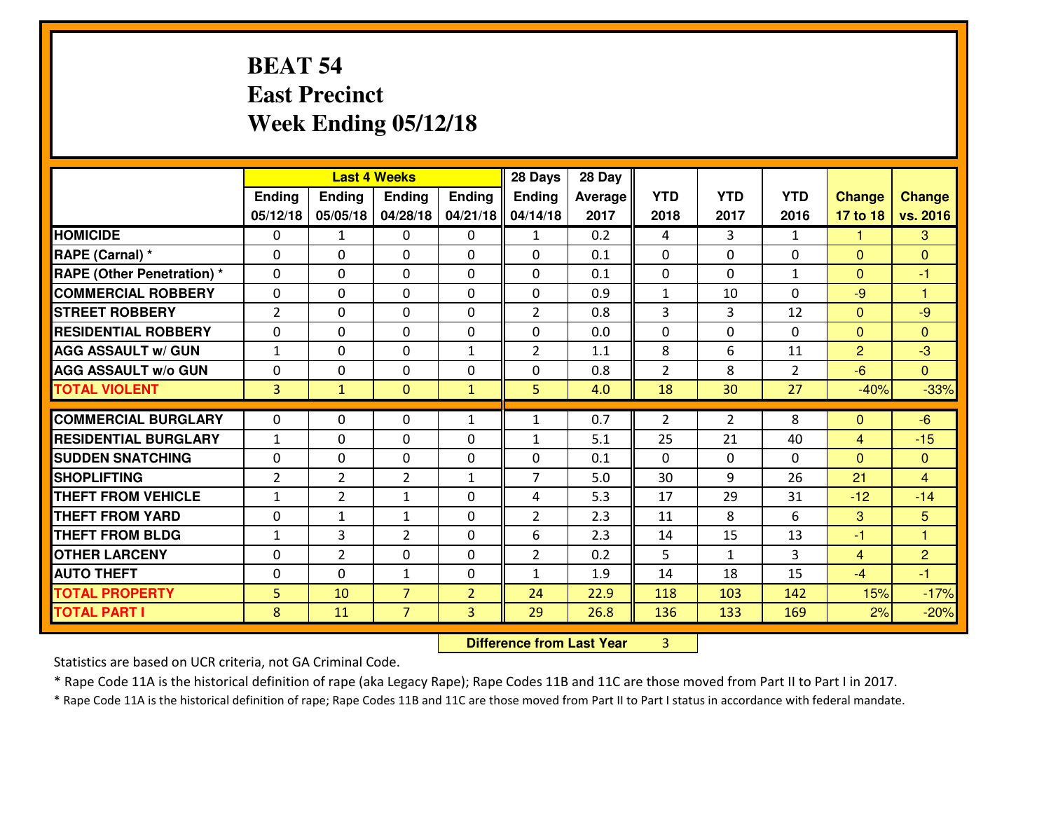# BEAT 54
## East Precinct
## Week Ending 05/12/18

| | Last 4 Weeks | | | | 28 Days | 28 Day | | | | | |
|---|---|---|---|---|---|---|---|---|---|---|---|
| | Ending 05/12/18 | Ending 05/05/18 | Ending 04/28/18 | Ending 04/21/18 | Ending 04/14/18 | Average 2017 | YTD 2018 | YTD 2017 | YTD 2016 | Change 17 to 18 | Change vs. 2016 |
| **HOMICIDE** | 0 | 1 | 0 | 0 | 1 | 0.2 | 4 | 3 | 1 | 1 | 3 |
| **RAPE (Carnal) *** | 0 | 0 | 0 | 0 | 0 | 0.1 | 0 | 0 | 0 | 0 | 0 |
| **RAPE (Other Penetration) *** | 0 | 0 | 0 | 0 | 0 | 0.1 | 0 | 0 | 1 | 0 | -1 |
| **COMMERCIAL ROBBERY** | 0 | 0 | 0 | 0 | 0 | 0.9 | 1 | 10 | 0 | -9 | 1 |
| **STREET ROBBERY** | 2 | 0 | 0 | 0 | 2 | 0.8 | 3 | 3 | 12 | 0 | -9 |
| **RESIDENTIAL ROBBERY** | 0 | 0 | 0 | 0 | 0 | 0.0 | 0 | 0 | 0 | 0 | 0 |
| **AGG ASSAULT w/ GUN** | 1 | 0 | 0 | 1 | 2 | 1.1 | 8 | 6 | 11 | 2 | -3 |
| **AGG ASSAULT w/o GUN** | 0 | 0 | 0 | 0 | 0 | 0.8 | 2 | 8 | 2 | -6 | 0 |
| **TOTAL VIOLENT** | 3 | 1 | 0 | 1 | 5 | 4.0 | 18 | 30 | 27 | -40% | -33% |
| **COMMERCIAL BURGLARY** | 0 | 0 | 0 | 1 | 1 | 0.7 | 2 | 2 | 8 | 0 | -6 |
| **RESIDENTIAL BURGLARY** | 1 | 0 | 0 | 0 | 1 | 5.1 | 25 | 21 | 40 | 4 | -15 |
| **SUDDEN SNATCHING** | 0 | 0 | 0 | 0 | 0 | 0.1 | 0 | 0 | 0 | 0 | 0 |
| **SHOPLIFTING** | 2 | 2 | 2 | 1 | 7 | 5.0 | 30 | 9 | 26 | 21 | 4 |
| **THEFT FROM VEHICLE** | 1 | 2 | 1 | 0 | 4 | 5.3 | 17 | 29 | 31 | -12 | -14 |
| **THEFT FROM YARD** | 0 | 1 | 1 | 0 | 2 | 2.3 | 11 | 8 | 6 | 3 | 5 |
| **THEFT FROM BLDG** | 1 | 3 | 2 | 0 | 6 | 2.3 | 14 | 15 | 13 | -1 | 1 |
| **OTHER LARCENY** | 0 | 2 | 0 | 0 | 2 | 0.2 | 5 | 1 | 3 | 4 | 2 |
| **AUTO THEFT** | 0 | 0 | 1 | 0 | 1 | 1.9 | 14 | 18 | 15 | -4 | -1 |
| **TOTAL PROPERTY** | 5 | 10 | 7 | 2 | 24 | 22.9 | 118 | 103 | 142 | 15% | -17% |
| **TOTAL PART I** | 8 | 11 | 7 | 3 | 29 | 26.8 | 136 | 133 | 169 | 2% | -20% |

**Difference from Last Year** 3

Statistics are based on UCR criteria, not GA Criminal Code.

* Rape Code 11A is the historical definition of rape (aka Legacy Rape); Rape Codes 11B and 11C are those moved from Part II to Part I in 2017.

* Rape Code 11A is the historical definition of rape; Rape Codes 11B and 11C are those moved from Part II to Part I status in accordance with federal mandate.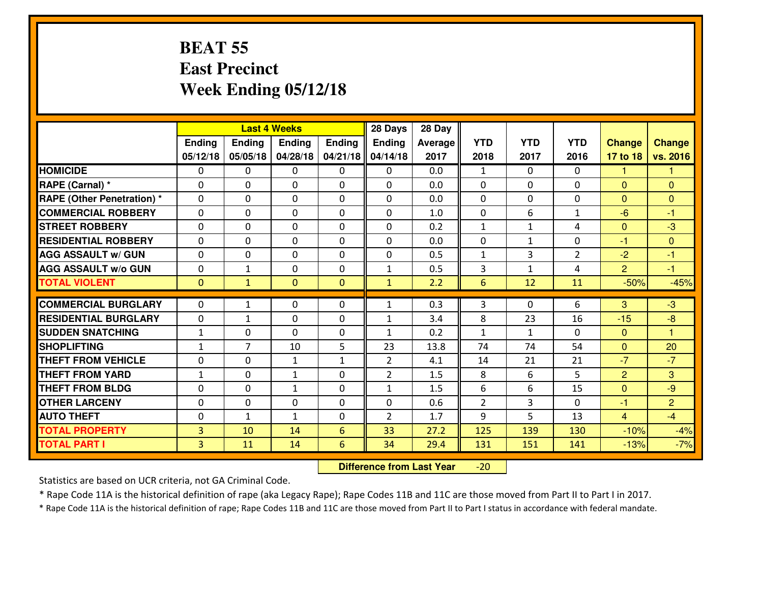# BEAT 55
# East Precinct
# Week Ending 05/12/18

| | Last 4 Weeks | | | | 28 Days | 28 Day | | | | | |
|---|---|---|---|---|---|---|---|---|---|---|---|
| | Ending 05/12/18 | Ending 05/05/18 | Ending 04/28/18 | Ending 04/21/18 | Ending 04/14/18 | Average 2017 | YTD 2018 | YTD 2017 | YTD 2016 | Change 17 to 18 | Change vs. 2016 |
| **HOMICIDE** | 0 | 0 | 0 | 0 | 0 | 0.0 | 1 | 0 | 0 | 1 | 1 |
| **RAPE (Carnal) *** | 0 | 0 | 0 | 0 | 0 | 0.0 | 0 | 0 | 0 | 0 | 0 |
| **RAPE (Other Penetration) *** | 0 | 0 | 0 | 0 | 0 | 0.0 | 0 | 0 | 0 | 0 | 0 |
| **COMMERCIAL ROBBERY** | 0 | 0 | 0 | 0 | 0 | 1.0 | 0 | 6 | 1 | -6 | -1 |
| **STREET ROBBERY** | 0 | 0 | 0 | 0 | 0 | 0.2 | 1 | 1 | 4 | 0 | -3 |
| **RESIDENTIAL ROBBERY** | 0 | 0 | 0 | 0 | 0 | 0.0 | 0 | 1 | 0 | -1 | 0 |
| **AGG ASSAULT w/ GUN** | 0 | 0 | 0 | 0 | 0 | 0.5 | 1 | 3 | 2 | -2 | -1 |
| **AGG ASSAULT w/o GUN** | 0 | 1 | 0 | 0 | 1 | 0.5 | 3 | 1 | 4 | 2 | -1 |
| **TOTAL VIOLENT** | 0 | 1 | 0 | 0 | 1 | 2.2 | 6 | 12 | 11 | -50% | -45% |
| **COMMERCIAL BURGLARY** | 0 | 1 | 0 | 0 | 1 | 0.3 | 3 | 0 | 6 | 3 | -3 |
| **RESIDENTIAL BURGLARY** | 0 | 1 | 0 | 0 | 1 | 3.4 | 8 | 23 | 16 | -15 | -8 |
| **SUDDEN SNATCHING** | 1 | 0 | 0 | 0 | 1 | 0.2 | 1 | 1 | 0 | 0 | 1 |
| **SHOPLIFTING** | 1 | 7 | 10 | 5 | 23 | 13.8 | 74 | 74 | 54 | 0 | 20 |
| **THEFT FROM VEHICLE** | 0 | 0 | 1 | 1 | 2 | 4.1 | 14 | 21 | 21 | -7 | -7 |
| **THEFT FROM YARD** | 1 | 0 | 1 | 0 | 2 | 1.5 | 8 | 6 | 5 | 2 | 3 |
| **THEFT FROM BLDG** | 0 | 0 | 1 | 0 | 1 | 1.5 | 6 | 6 | 15 | 0 | -9 |
| **OTHER LARCENY** | 0 | 0 | 0 | 0 | 0 | 0.6 | 2 | 3 | 0 | -1 | 2 |
| **AUTO THEFT** | 0 | 1 | 1 | 0 | 2 | 1.7 | 9 | 5 | 13 | 4 | -4 |
| **TOTAL PROPERTY** | 3 | 10 | 14 | 6 | 33 | 27.2 | 125 | 139 | 130 | -10% | -4% |
| **TOTAL PART I** | 3 | 11 | 14 | 6 | 34 | 29.4 | 131 | 151 | 141 | -13% | -7% |

**Difference from Last Year** -20

Statistics are based on UCR criteria, not GA Criminal Code.

* Rape Code 11A is the historical definition of rape (aka Legacy Rape); Rape Codes 11B and 11C are those moved from Part II to Part I in 2017.

* Rape Code 11A is the historical definition of rape; Rape Codes 11B and 11C are those moved from Part II to Part I status in accordance with federal mandate.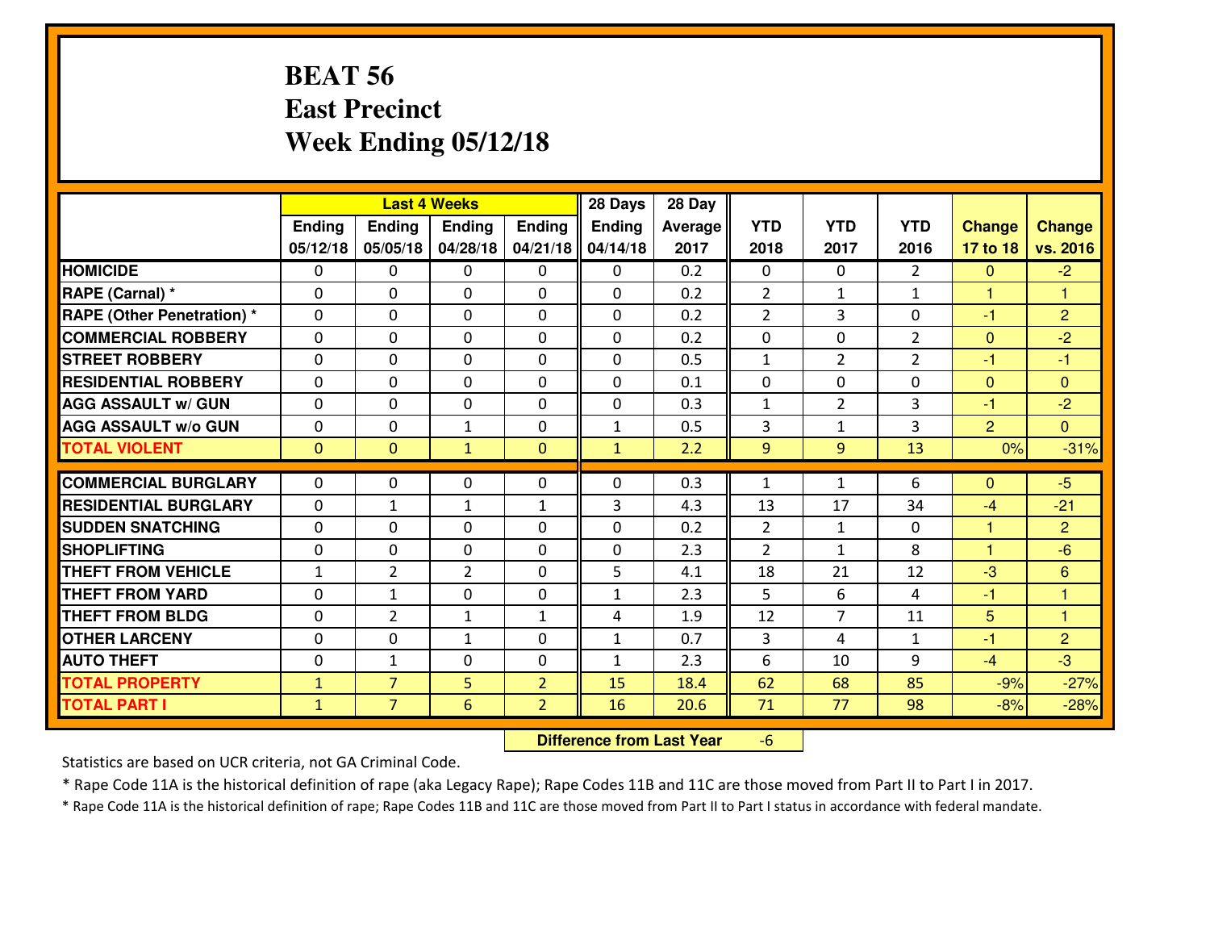# BEAT 56
# East Precinct
# Week Ending 05/12/18

| | Last 4 Weeks | | | | 28 Days | 28 Day | | | | | |
|---|---|---|---|---|---|---|---|---|---|---|---|
| | Ending 05/12/18 | Ending 05/05/18 | Ending 04/28/18 | Ending 04/21/18 | Ending 04/14/18 | Average 2017 | YTD 2018 | YTD 2017 | YTD 2016 | Change 17 to 18 | Change vs. 2016 |
| HOMICIDE | 0 | 0 | 0 | 0 | 0 | 0.2 | 0 | 0 | 2 | 0 | -2 |
| RAPE (Carnal) * | 0 | 0 | 0 | 0 | 0 | 0.2 | 2 | 1 | 1 | 1 | 1 |
| RAPE (Other Penetration) * | 0 | 0 | 0 | 0 | 0 | 0.2 | 2 | 3 | 0 | -1 | 2 |
| COMMERCIAL ROBBERY | 0 | 0 | 0 | 0 | 0 | 0.2 | 0 | 0 | 2 | 0 | -2 |
| STREET ROBBERY | 0 | 0 | 0 | 0 | 0 | 0.5 | 1 | 2 | 2 | -1 | -1 |
| RESIDENTIAL ROBBERY | 0 | 0 | 0 | 0 | 0 | 0.1 | 0 | 0 | 0 | 0 | 0 |
| AGG ASSAULT w/ GUN | 0 | 0 | 0 | 0 | 0 | 0.3 | 1 | 2 | 3 | -1 | -2 |
| AGG ASSAULT w/o GUN | 0 | 0 | 1 | 0 | 1 | 0.5 | 3 | 1 | 3 | 2 | 0 |
| TOTAL VIOLENT | 0 | 0 | 1 | 0 | 1 | 2.2 | 9 | 9 | 13 | 0% | -31% |
| COMMERCIAL BURGLARY | 0 | 0 | 0 | 0 | 0 | 0.3 | 1 | 1 | 6 | 0 | -5 |
| RESIDENTIAL BURGLARY | 0 | 1 | 1 | 1 | 3 | 4.3 | 13 | 17 | 34 | -4 | -21 |
| SUDDEN SNATCHING | 0 | 0 | 0 | 0 | 0 | 0.2 | 2 | 1 | 0 | 1 | 2 |
| SHOPLIFTING | 0 | 0 | 0 | 0 | 0 | 2.3 | 2 | 1 | 8 | 1 | -6 |
| THEFT FROM VEHICLE | 1 | 2 | 2 | 0 | 5 | 4.1 | 18 | 21 | 12 | -3 | 6 |
| THEFT FROM YARD | 0 | 1 | 0 | 0 | 1 | 2.3 | 5 | 6 | 4 | -1 | 1 |
| THEFT FROM BLDG | 0 | 2 | 1 | 1 | 4 | 1.9 | 12 | 7 | 11 | 5 | 1 |
| OTHER LARCENY | 0 | 0 | 1 | 0 | 1 | 0.7 | 3 | 4 | 1 | -1 | 2 |
| AUTO THEFT | 0 | 1 | 0 | 0 | 1 | 2.3 | 6 | 10 | 9 | -4 | -3 |
| TOTAL PROPERTY | 1 | 7 | 5 | 2 | 15 | 18.4 | 62 | 68 | 85 | -9% | -27% |
| TOTAL PART I | 1 | 7 | 6 | 2 | 16 | 20.6 | 71 | 77 | 98 | -8% | -28% |

**Difference from Last Year** -6

Statistics are based on UCR criteria, not GA Criminal Code.

* Rape Code 11A is the historical definition of rape (aka Legacy Rape); Rape Codes 11B and 11C are those moved from Part II to Part I in 2017.

* Rape Code 11A is the historical definition of rape; Rape Codes 11B and 11C are those moved from Part II to Part I status in accordance with federal mandate.